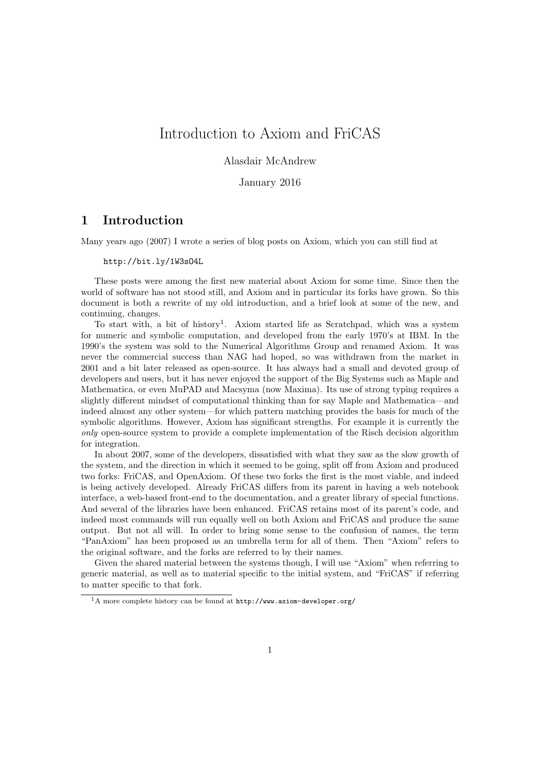# Introduction to Axiom and FriCAS

Alasdair McAndrew

January 2016

## 1 Introduction

Many years ago (2007) I wrote a series of blog posts on Axiom, which you can still find at

```
http://bit.ly/1W3sO4L
```

These posts were among the first new material about Axiom for some time. Since then the world of software has not stood still, and Axiom and in particular its forks have grown. So this document is both a rewrite of my old introduction, and a brief look at some of the new, and continuing, changes.

To start with, a bit of history[1]. Axiom started life as Scratchpad, which was a system for numeric and symbolic computation, and developed from the early 1970's at IBM. In the 1990's the system was sold to the Numerical Algorithms Group and renamed Axiom. It was never the commercial success than NAG had hoped, so was withdrawn from the market in 2001 and a bit later released as open-source. It has always had a small and devoted group of developers and users, but it has never enjoyed the support of the Big Systems such as Maple and Mathematica, or even MuPAD and Macsyma (now Maxima). Its use of strong typing requires a slightly different mindset of computational thinking than for say Maple and Mathematica—and indeed almost any other system—for which pattern matching provides the basis for much of the symbolic algorithms. However, Axiom has significant strengths. For example it is currently the *only* open-source system to provide a complete implementation of the Risch decision algorithm for integration.

In about 2007, some of the developers, dissatisfied with what they saw as the slow growth of the system, and the direction in which it seemed to be going, split off from Axiom and produced two forks: FriCAS, and OpenAxiom. Of these two forks the first is the most viable, and indeed is being actively developed. Already FriCAS differs from its parent in having a web notebook interface, a web-based front-end to the documentation, and a greater library of special functions. And several of the libraries have been enhanced. FriCAS retains most of its parent's code, and indeed most commands will run equally well on both Axiom and FriCAS and produce the same output. But not all will. In order to bring some sense to the confusion of names, the term "PanAxiom" has been proposed as an umbrella term for all of them. Then "Axiom" refers to the original software, and the forks are referred to by their names.

Given the shared material between the systems though, I will use "Axiom" when referring to generic material, as well as to material specific to the initial system, and "FriCAS" if referring to matter specific to that fork.

[1] A more complete history can be found at `http://www.axiom-developer.org/`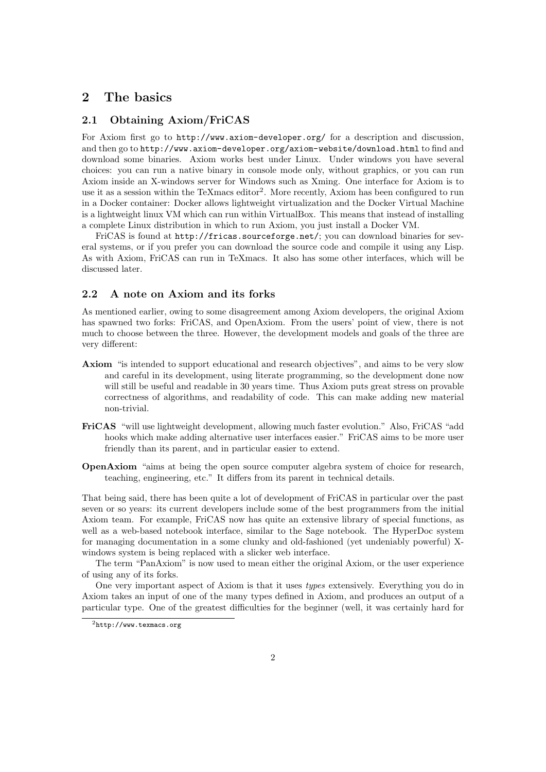## 2 The basics

### 2.1 Obtaining Axiom/FriCAS

For Axiom first go to http://www.axiom-developer.org/ for a description and discussion, and then go to http://www.axiom-developer.org/axiom-website/download.html to find and download some binaries. Axiom works best under Linux. Under windows you have several choices: you can run a native binary in console mode only, without graphics, or you can run Axiom inside an X-windows server for Windows such as Xming. One interface for Axiom is to use it as a session within the TeXmacs editor[2]. More recently, Axiom has been configured to run in a Docker container: Docker allows lightweight virtualization and the Docker Virtual Machine is a lightweight linux VM which can run within VirtualBox. This means that instead of installing a complete Linux distribution in which to run Axiom, you just install a Docker VM.

FriCAS is found at http://fricas.sourceforge.net/; you can download binaries for several systems, or if you prefer you can download the source code and compile it using any Lisp. As with Axiom, FriCAS can run in TeXmacs. It also has some other interfaces, which will be discussed later.

### 2.2 A note on Axiom and its forks

As mentioned earlier, owing to some disagreement among Axiom developers, the original Axiom has spawned two forks: FriCAS, and OpenAxiom. From the users' point of view, there is not much to choose between the three. However, the development models and goals of the three are very different:

**Axiom** "is intended to support educational and research objectives", and aims to be very slow and careful in its development, using literate programming, so the development done now will still be useful and readable in 30 years time. Thus Axiom puts great stress on provable correctness of algorithms, and readability of code. This can make adding new material non-trivial.

**FriCAS** "will use lightweight development, allowing much faster evolution." Also, FriCAS "add hooks which make adding alternative user interfaces easier." FriCAS aims to be more user friendly than its parent, and in particular easier to extend.

**OpenAxiom** "aims at being the open source computer algebra system of choice for research, teaching, engineering, etc." It differs from its parent in technical details.

That being said, there has been quite a lot of development of FriCAS in particular over the past seven or so years: its current developers include some of the best programmers from the initial Axiom team. For example, FriCAS now has quite an extensive library of special functions, as well as a web-based notebook interface, similar to the Sage notebook. The HyperDoc system for managing documentation in a some clunky and old-fashioned (yet undeniably powerful) X-windows system is being replaced with a slicker web interface.

The term "PanAxiom" is now used to mean either the original Axiom, or the user experience of using any of its forks.

One very important aspect of Axiom is that it uses *types* extensively. Everything you do in Axiom takes an input of one of the many types defined in Axiom, and produces an output of a particular type. One of the greatest difficulties for the beginner (well, it was certainly hard for

[2] http://www.texmacs.org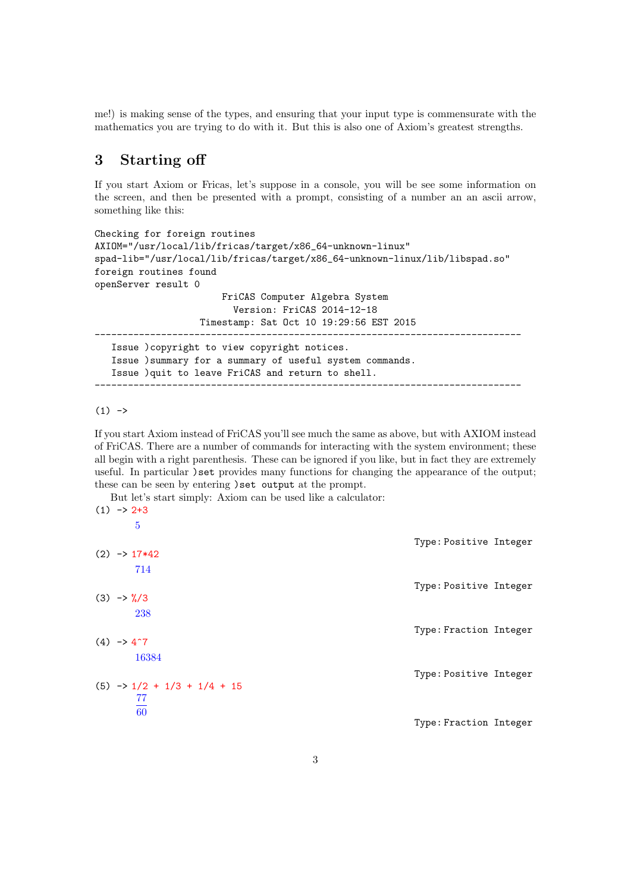me!) is making sense of the types, and ensuring that your input type is commensurate with the mathematics you are trying to do with it. But this is also one of Axiom's greatest strengths.

## 3 Starting off

If you start Axiom or Fricas, let's suppose in a console, you will be see some information on the screen, and then be presented with a prompt, consisting of a number an an ascii arrow, something like this:

```
Checking for foreign routines
AXIOM="/usr/local/lib/fricas/target/x86_64-unknown-linux"
spad-lib="/usr/local/lib/fricas/target/x86_64-unknown-linux/lib/libspad.so"
foreign routines found
openServer result 0
                       FriCAS Computer Algebra System
                         Version: FriCAS 2014-12-18
                   Timestamp: Sat Oct 10 19:29:56 EST 2015
-----------------------------------------------------------------------------
   Issue )copyright to view copyright notices.
   Issue )summary for a summary of useful system commands.
   Issue )quit to leave FriCAS and return to shell.
-----------------------------------------------------------------------------

(1) ->
```

If you start Axiom instead of FriCAS you'll see much the same as above, but with AXIOM instead of FriCAS. There are a number of commands for interacting with the system environment; these all begin with a right parenthesis. These can be ignored if you like, but in fact they are extremely useful. In particular `)set` provides many functions for changing the appearance of the output; these can be seen by entering `)set output` at the prompt.

But let's start simply: Axiom can be used like a calculator:

```
(1) -> 2+3
```

$$5$$

Type: Positive Integer

```
(2) -> 17*42
```

$$714$$

Type: Positive Integer

```
(3) -> %/3
```

$$238$$

Type: Fraction Integer

```
(4) -> 4^7
```

$$16384$$

Type: Positive Integer

```
(5) -> 1/2 + 1/3 + 1/4 + 15
```

$$\frac{77}{60}$$

Type: Fraction Integer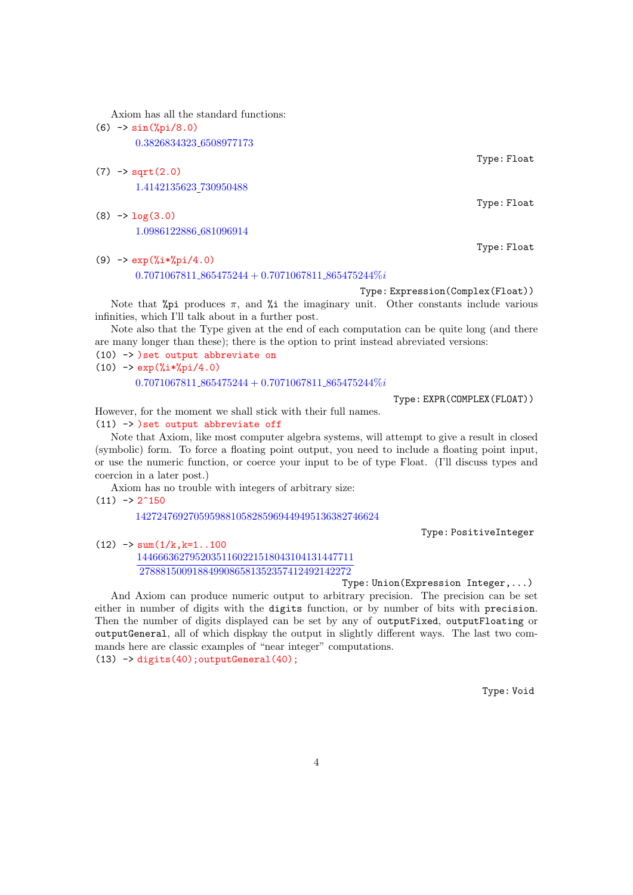Axiom has all the standard functions:

```
(6) -> sin(%pi/8.0)
```

$$0.3826834323\_6508977173$$

Type: Float

```
(7) -> sqrt(2.0)
```

$$1.4142135623\_730950488$$

Type: Float

```
(8) -> log(3.0)
```

$$1.0986122886\_681096914$$

Type: Float

```
(9) -> exp(%i*%pi/4.0)
```

$$0.7071067811\_865475244 + 0.7071067811\_865475244\%i$$

Type: Expression(Complex(Float))

Note that `%pi` produces $\pi$, and `%i` the imaginary unit. Other constants include various infinities, which I'll talk about in a further post.

Note also that the Type given at the end of each computation can be quite long (and there are many longer than these); there is the option to print instead abreviated versions:

```
(10) -> )set output abbreviate on
(10) -> exp(%i*%pi/4.0)
```

$$0.7071067811\_865475244 + 0.7071067811\_865475244\%i$$

Type: EXPR(COMPLEX(FLOAT))

However, for the moment we shall stick with their full names.

```
(11) -> )set output abbreviate off
```

Note that Axiom, like most computer algebra systems, will attempt to give a result in closed (symbolic) form. To force a floating point output, you need to include a floating point input, or use the numeric function, or coerce your input to be of type Float. (I'll discuss types and coercion in a later post.)

Axiom has no trouble with integers of arbitrary size:

```
(11) -> 2^150
```

$$1427247692705959881058285969449495136382746624$$

Type: PositiveInteger

```
(12) -> sum(1/k,k=1..100
```

$$\frac{14466636279520351160221518043104131447711}{2788815009188499086581352357412492142272}$$

Type: Union(Expression Integer,...)

And Axiom can produce numeric output to arbitrary precision. The precision can be set either in number of digits with the `digits` function, or by number of bits with `precision`. Then the number of digits displayed can be set by any of `outputFixed`, `outputFloating` or `outputGeneral`, all of which dispkay the output in slightly different ways. The last two commands here are classic examples of "near integer" computations.

```
(13) -> digits(40);outputGeneral(40);
```

Type: Void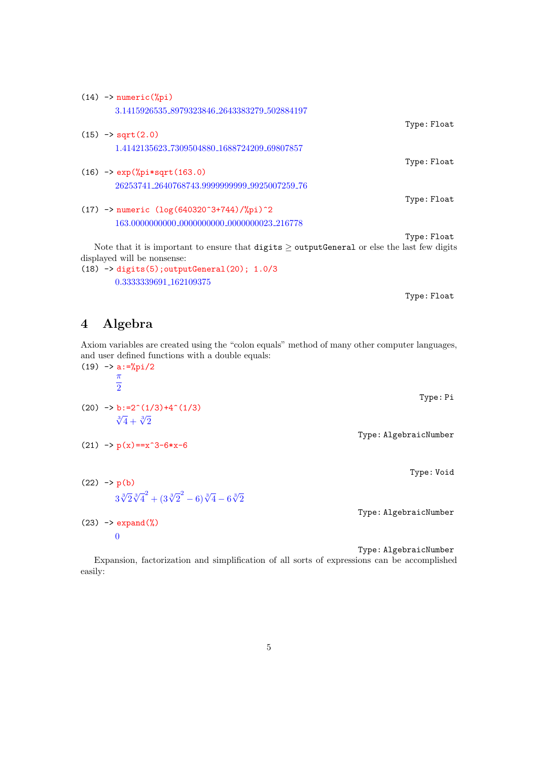```
(14) -> numeric(%pi)
```

$3.1415926535\_8979323846\_2643383279\_502884197$

Type: Float

```
(15) -> sqrt(2.0)
```

$1.4142135623\_7309504880\_1688724209\_69807857$

Type: Float

```
(16) -> exp(%pi*sqrt(163.0)
```

$26253741\_2640768743.9999999999\_9925007259\_76$

Type: Float

```
(17) -> numeric (log(640320^3+744)/%pi)^2
```

$163.0000000000\_0000000000\_0000000023\_216778$

Type: Float

Note that it is important to ensure that `digits` $\geq$ `outputGeneral` or else the last few digits displayed will be nonsense:

```
(18) -> digits(5);outputGeneral(20); 1.0/3
```

$0.3333339691\_162109375$

Type: Float

## 4 Algebra

Axiom variables are created using the "colon equals" method of many other computer languages, and user defined functions with a double equals:

```
(19) -> a:=%pi/2
```

$$\frac{\pi}{2}$$

Type: Pi

```
(20) -> b:=2^(1/3)+4^(1/3)
```

$$\sqrt[3]{4} + \sqrt[3]{2}$$

Type: AlgebraicNumber

```
(21) -> p(x)==x^3-6*x-6
```

Type: Void

```
(22) -> p(b)
```

$$3\sqrt[3]{2}\sqrt[3]{4}^2 + (3\sqrt[3]{2}^2 - 6)\sqrt[3]{4} - 6\sqrt[3]{2}$$

Type: AlgebraicNumber

```
(23) -> expand(%)
```

$$0$$

Type: AlgebraicNumber

Expansion, factorization and simplification of all sorts of expressions can be accomplished easily: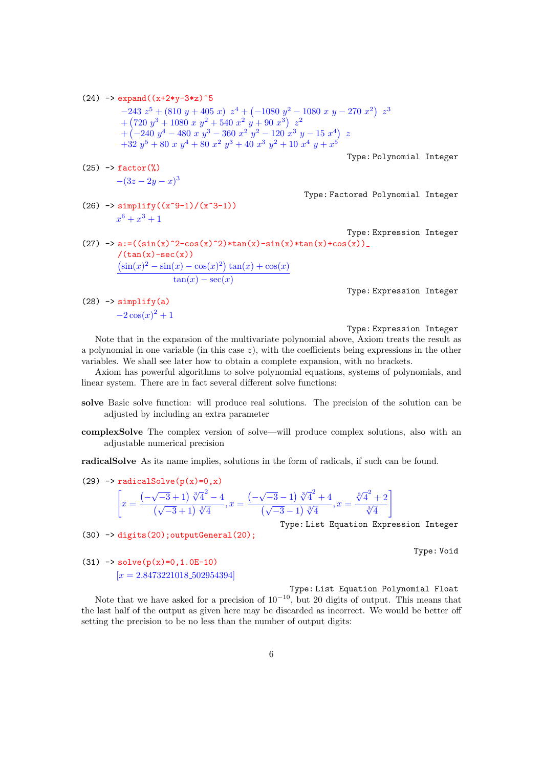(24) -> `expand((x+2*y-3*z)^5`

$$-243\ z^5 + (810\ y + 405\ x)\ z^4 + \left(-1080\ y^2 - 1080\ x\ y - 270\ x^2\right)\ z^3$$
$$+ \left(720\ y^3 + 1080\ x\ y^2 + 540\ x^2\ y + 90\ x^3\right)\ z^2$$
$$+ \left(-240\ y^4 - 480\ x\ y^3 - 360\ x^2\ y^2 - 120\ x^3\ y - 15\ x^4\right)\ z$$
$$+32\ y^5 + 80\ x\ y^4 + 80\ x^2\ y^3 + 40\ x^3\ y^2 + 10\ x^4\ y + x^5$$

Type: Polynomial Integer

(25) -> `factor(%)`

$$-(3z - 2y - x)^3$$

Type: Factored Polynomial Integer

(26) -> `simplify((x^9-1)/(x^3-1))`

$$x^6 + x^3 + 1$$

Type: Expression Integer

(27) -> `a:=((sin(x)^2-cos(x)^2)*tan(x)-sin(x)*tan(x)+cos(x))_`
`/(tan(x)-sec(x))`

$$\frac{\left(\sin(x)^2 - \sin(x) - \cos(x)^2\right)\tan(x) + \cos(x)}{\tan(x) - \sec(x)}$$

Type: Expression Integer

(28) -> `simplify(a)`

$$-2\cos(x)^2 + 1$$

Type: Expression Integer

Note that in the expansion of the multivariate polynomial above, Axiom treats the result as a polynomial in one variable (in this case $z$), with the coefficients being expressions in the other variables. We shall see later how to obtain a complete expansion, with no brackets.

Axiom has powerful algorithms to solve polynomial equations, systems of polynomials, and linear system. There are in fact several different solve functions:

**solve** Basic solve function: will produce real solutions. The precision of the solution can be adjusted by including an extra parameter

**complexSolve** The complex version of solve—will produce complex solutions, also with an adjustable numerical precision

**radicalSolve** As its name implies, solutions in the form of radicals, if such can be found.

(29) -> `radicalSolve(p(x)=0,x)`

$$\left[x = \frac{\left(-\sqrt{-3}+1\right)\sqrt[3]{4}^2 - 4}{\left(\sqrt{-3}+1\right)\sqrt[3]{4}}, x = \frac{\left(-\sqrt{-3}-1\right)\sqrt[3]{4}^2 + 4}{\left(\sqrt{-3}-1\right)\sqrt[3]{4}}, x = \frac{\sqrt[3]{4}^2 + 2}{\sqrt[3]{4}}\right]$$

Type: List Equation Expression Integer

(30) -> `digits(20);outputGeneral(20);`

Type: Void

(31) -> `solve(p(x)=0,1.0E-10)`

$$[x = 2.8473221018\_502954394]$$

Type: List Equation Polynomial Float

Note that we have asked for a precision of $10^{-10}$, but 20 digits of output. This means that the last half of the output as given here may be discarded as incorrect. We would be better off setting the precision to be no less than the number of output digits: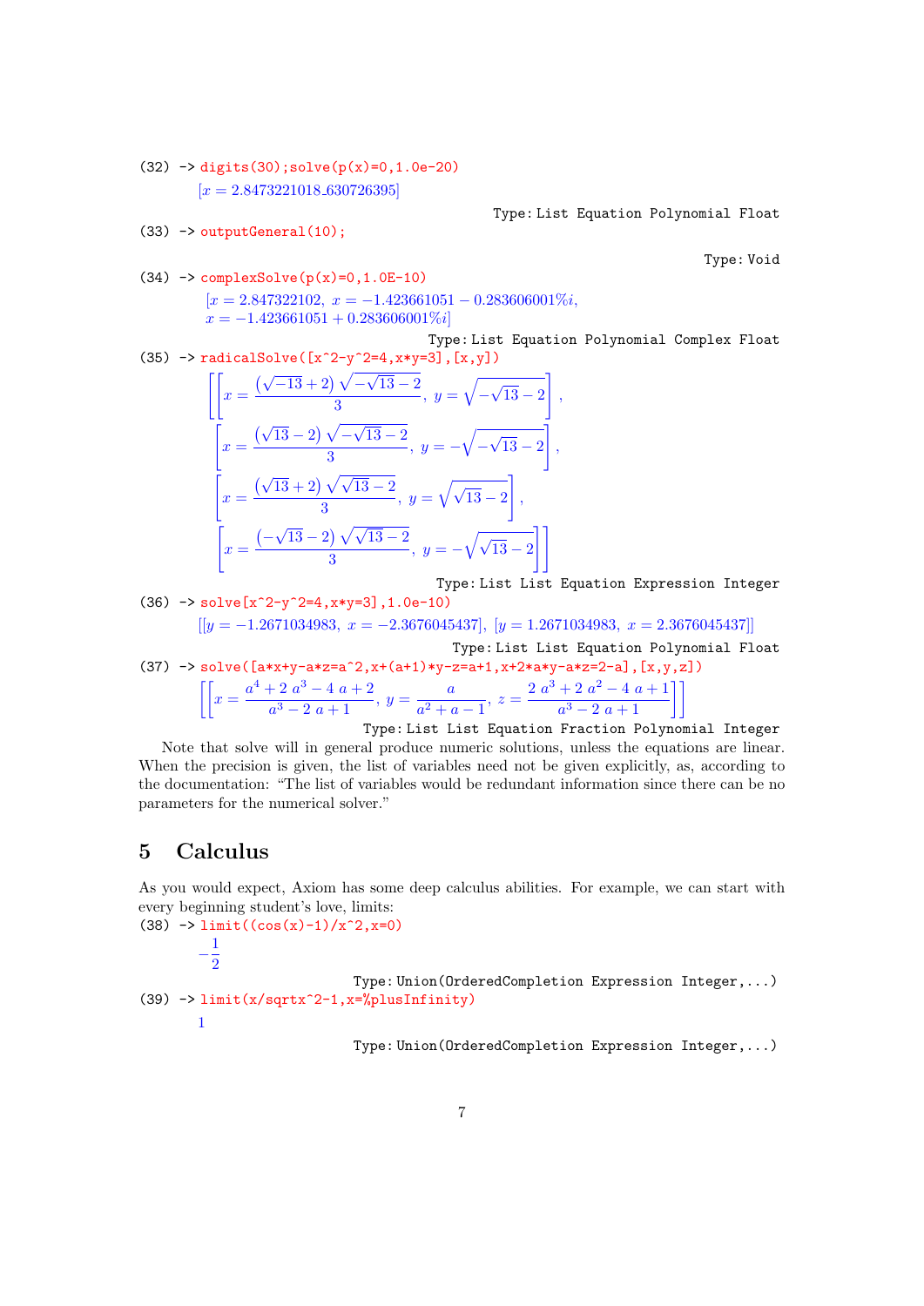(32) -> `digits(30);solve(p(x)=0,1.0e-20)`

$$[x = 2.8473221018\_630726395]$$

Type: List Equation Polynomial Float

(33) -> `outputGeneral(10);`

Type: Void

(34) -> `complexSolve(p(x)=0,1.0E-10)`

$$[x = 2.847322102,\ x = -1.423661051 - 0.283606001\%i,$$
$$x = -1.423661051 + 0.283606001\%i]$$

Type: List Equation Polynomial Complex Float

(35) -> `radicalSolve([x^2-y^2=4,x*y=3],[x,y])`

$$\left[\left[x = \frac{(\sqrt{-13}+2)\sqrt{-\sqrt{13}-2}}{3},\ y = \sqrt{-\sqrt{13}-2}\right],\right.$$
$$\left[x = \frac{(\sqrt{13}-2)\sqrt{-\sqrt{13}-2}}{3},\ y = -\sqrt{-\sqrt{13}-2}\right],$$
$$\left[x = \frac{(\sqrt{13}+2)\sqrt{\sqrt{13}-2}}{3},\ y = \sqrt{\sqrt{13}-2}\right],$$
$$\left.\left[x = \frac{(-\sqrt{13}-2)\sqrt{\sqrt{13}-2}}{3},\ y = -\sqrt{\sqrt{13}-2}\right]\right]$$

Type: List List Equation Expression Integer

(36) -> `solve[x^2-y^2=4,x*y=3],1.0e-10)`

$$[[y = -1.2671034983,\ x = -2.3676045437],\ [y = 1.2671034983,\ x = 2.3676045437]]$$

Type: List List Equation Polynomial Float

(37) -> `solve([a*x+y-a*z=a^2,x+(a+1)*y-z=a+1,x+2*a*y-a*z=2-a],[x,y,z])`

$$\left[\left[x = \frac{a^4+2\ a^3-4\ a+2}{a^3-2\ a+1},\ y = \frac{a}{a^2+a-1},\ z = \frac{2\ a^3+2\ a^2-4\ a+1}{a^3-2\ a+1}\right]\right]$$

Type: List List Equation Fraction Polynomial Integer

Note that solve will in general produce numeric solutions, unless the equations are linear. When the precision is given, the list of variables need not be given explicitly, as, according to the documentation: "The list of variables would be redundant information since there can be no parameters for the numerical solver."

## 5 Calculus

As you would expect, Axiom has some deep calculus abilities. For example, we can start with every beginning student's love, limits:

(38) -> `limit((cos(x)-1)/x^2,x=0)`

$$-\frac{1}{2}$$

Type: Union(OrderedCompletion Expression Integer,...)

(39) -> `limit(x/sqrtx^2-1,x=%plusInfinity)`

$$1$$

Type: Union(OrderedCompletion Expression Integer,...)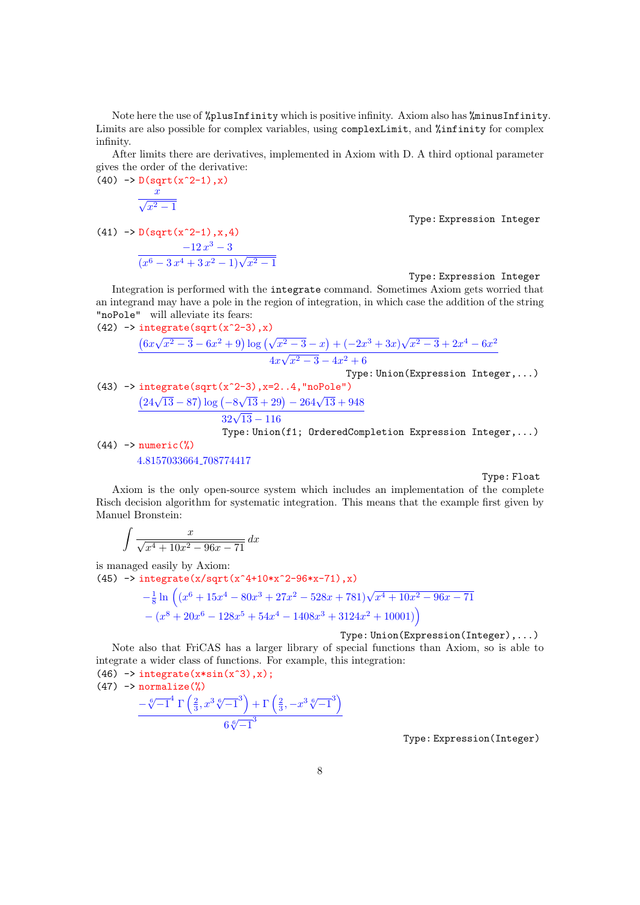Note here the use of `%plusInfinity` which is positive infinity. Axiom also has `%minusInfinity`. Limits are also possible for complex variables, using `complexLimit`, and `%infinity` for complex infinity.

After limits there are derivatives, implemented in Axiom with D. A third optional parameter gives the order of the derivative:

```
(40) -> D(sqrt(x^2-1),x)
```

$$\frac{x}{\sqrt{x^2-1}}$$

Type: Expression Integer

```
(41) -> D(sqrt(x^2-1),x,4)
```

$$\frac{-12\,x^3-3}{(x^6-3\,x^4+3\,x^2-1)\sqrt{x^2-1}}$$

Type: Expression Integer

Integration is performed with the `integrate` command. Sometimes Axiom gets worried that an integrand may have a pole in the region of integration, in which case the addition of the string `"noPole"` will alleviate its fears:

```
(42) -> integrate(sqrt(x^2-3),x)
```

$$\frac{\left(6x\sqrt{x^2-3}-6x^2+9\right)\log\left(\sqrt{x^2-3}-x\right)+(-2x^3+3x)\sqrt{x^2-3}+2x^4-6x^2}{4x\sqrt{x^2-3}-4x^2+6}$$

Type: Union(Expression Integer,...)

```
(43) -> integrate(sqrt(x^2-3),x=2..4,"noPole")
```

$$\frac{\left(24\sqrt{13}-87\right)\log\left(-8\sqrt{13}+29\right)-264\sqrt{13}+948}{32\sqrt{13}-116}$$

Type: Union(f1; OrderedCompletion Expression Integer,...)

```
(44) -> numeric(%)
```

4.8157033664_708774417

Type: Float

Axiom is the only open-source system which includes an implementation of the complete Risch decision algorithm for systematic integration. This means that the example first given by Manuel Bronstein:

$$\int \frac{x}{\sqrt{x^4+10x^2-96x-71}}\,dx$$

is managed easily by Axiom:

```
(45) -> integrate(x/sqrt(x^4+10*x^2-96*x-71),x)
```

$$-\frac{1}{8}\ln\Big((x^6+15x^4-80x^3+27x^2-528x+781)\sqrt{x^4+10x^2-96x-71} - (x^8+20x^6-128x^5+54x^4-1408x^3+3124x^2+10001)\Big)$$

Type: Union(Expression(Integer),...)

Note also that FriCAS has a larger library of special functions than Axiom, so is able to integrate a wider class of functions. For example, this integration:

```
(46) -> integrate(x*sin(x^3),x);
(47) -> normalize(%)
```

$$\frac{-\sqrt[6]{-1}^{\,4}\,\Gamma\left(\frac{2}{3},x^3\sqrt[6]{-1}^{\,3}\right)+\Gamma\left(\frac{2}{3},-x^3\sqrt[6]{-1}^{\,3}\right)}{6\sqrt[6]{-1}^{\,3}}$$

Type: Expression(Integer)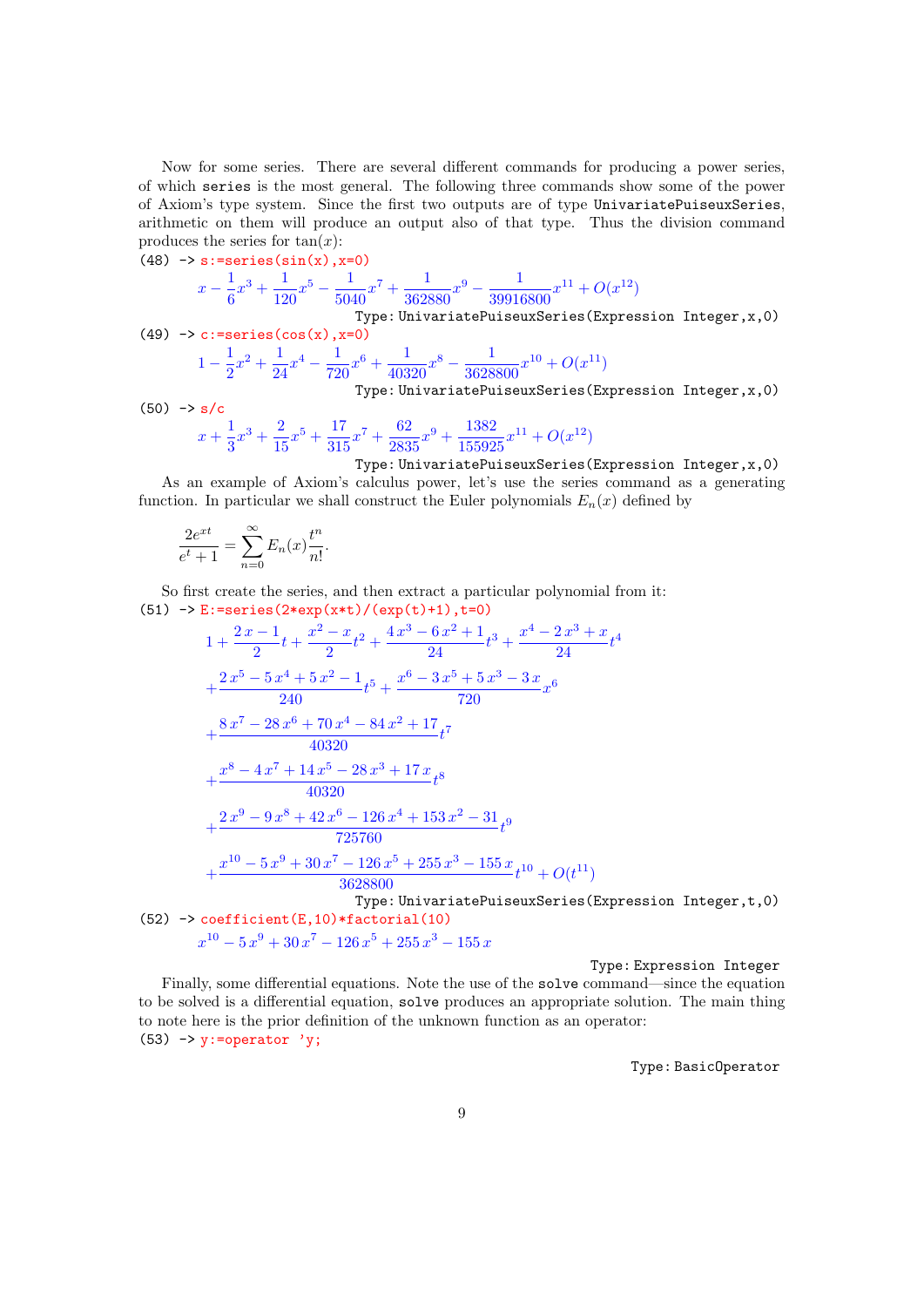Now for some series. There are several different commands for producing a power series, of which `series` is the most general. The following three commands show some of the power of Axiom's type system. Since the first two outputs are of type `UnivariatePuiseuxSeries`, arithmetic on them will produce an output also of that type. Thus the division command produces the series for $\tan(x)$:

```
(48) -> s:=series(sin(x),x=0)
```

$$x - \frac{1}{6}x^3 + \frac{1}{120}x^5 - \frac{1}{5040}x^7 + \frac{1}{362880}x^9 - \frac{1}{39916800}x^{11} + O(x^{12})$$

Type: UnivariatePuiseuxSeries(Expression Integer,x,0)

```
(49) -> c:=series(cos(x),x=0)
```

$$1 - \frac{1}{2}x^2 + \frac{1}{24}x^4 - \frac{1}{720}x^6 + \frac{1}{40320}x^8 - \frac{1}{3628800}x^{10} + O(x^{11})$$

Type: UnivariatePuiseuxSeries(Expression Integer,x,0)

```
(50) -> s/c
```

$$x + \frac{1}{3}x^3 + \frac{2}{15}x^5 + \frac{17}{315}x^7 + \frac{62}{2835}x^9 + \frac{1382}{155925}x^{11} + O(x^{12})$$

Type: UnivariatePuiseuxSeries(Expression Integer,x,0)

As an example of Axiom's calculus power, let's use the series command as a generating function. In particular we shall construct the Euler polynomials $E_n(x)$ defined by

$$\frac{2e^{xt}}{e^t+1} = \sum_{n=0}^{\infty} E_n(x)\frac{t^n}{n!}.$$

So first create the series, and then extract a particular polynomial from it:

```
(51) -> E:=series(2*exp(x*t)/(exp(t)+1),t=0)
```

$$1 + \frac{2x-1}{2}t + \frac{x^2-x}{2}t^2 + \frac{4x^3-6x^2+1}{24}t^3 + \frac{x^4-2x^3+x}{24}t^4$$
$$+\frac{2x^5-5x^4+5x^2-1}{240}t^5 + \frac{x^6-3x^5+5x^3-3x}{720}x^6$$
$$+\frac{8x^7-28x^6+70x^4-84x^2+17}{40320}t^7$$
$$+\frac{x^8-4x^7+14x^5-28x^3+17x}{40320}t^8$$
$$+\frac{2x^9-9x^8+42x^6-126x^4+153x^2-31}{725760}t^9$$
$$+\frac{x^{10}-5x^9+30x^7-126x^5+255x^3-155x}{3628800}t^{10} + O(t^{11})$$

Type: UnivariatePuiseuxSeries(Expression Integer,t,0)

```
(52) -> coefficient(E,10)*factorial(10)
```

$$x^{10} - 5x^9 + 30x^7 - 126x^5 + 255x^3 - 155x$$

Type: Expression Integer

Finally, some differential equations. Note the use of the `solve` command—since the equation to be solved is a differential equation, `solve` produces an appropriate solution. The main thing to note here is the prior definition of the unknown function as an operator:

```
(53) -> y:=operator 'y;
```

Type: BasicOperator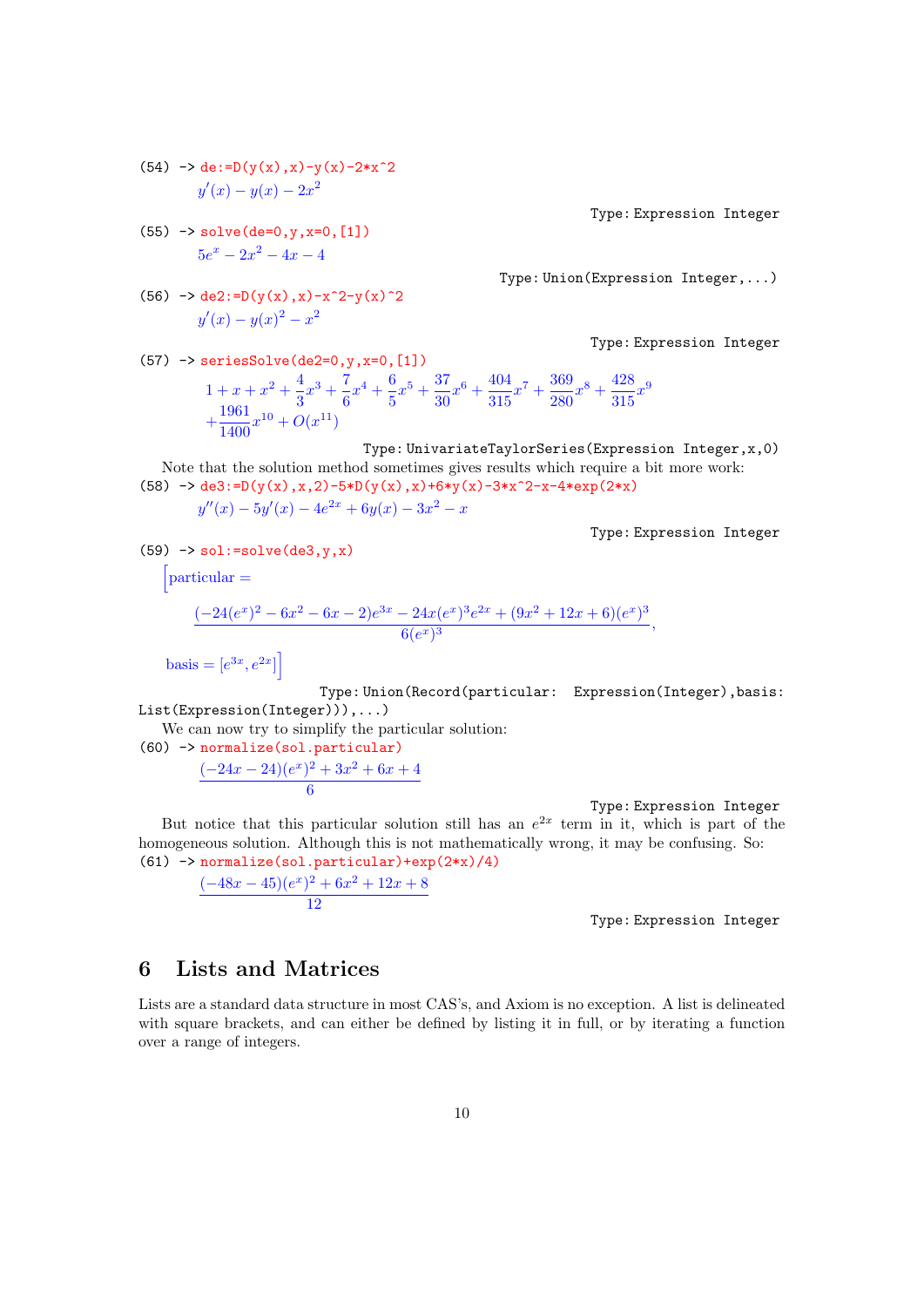```
(54) -> de:=D(y(x),x)-y(x)-2*x^2
```

$$y'(x) - y(x) - 2x^2$$

Type: Expression Integer

```
(55) -> solve(de=0,y,x=0,[1])
```

$$5e^x - 2x^2 - 4x - 4$$

Type: Union(Expression Integer,...)

```
(56) -> de2:=D(y(x),x)-x^2-y(x)^2
```

$$y'(x) - y(x)^2 - x^2$$

Type: Expression Integer

```
(57) -> seriesSolve(de2=0,y,x=0,[1])
```

$$1 + x + x^2 + \frac{4}{3}x^3 + \frac{7}{6}x^4 + \frac{6}{5}x^5 + \frac{37}{30}x^6 + \frac{404}{315}x^7 + \frac{369}{280}x^8 + \frac{428}{315}x^9 + \frac{1961}{1400}x^{10} + O(x^{11})$$

Type: UnivariateTaylorSeries(Expression Integer,x,0)

Note that the solution method sometimes gives results which require a bit more work:

```
(58) -> de3:=D(y(x),x,2)-5*D(y(x),x)+6*y(x)-3*x^2-x-4*exp(2*x)
```

$$y''(x) - 5y'(x) - 4e^{2x} + 6y(x) - 3x^2 - x$$

Type: Expression Integer

```
(59) -> sol:=solve(de3,y,x)
```

$$\left[\text{particular} = \frac{(-24(e^x)^2 - 6x^2 - 6x - 2)e^{3x} - 24x(e^x)^3e^{2x} + (9x^2 + 12x + 6)(e^x)^3}{6(e^x)^3},\right.$$

$$\left.\text{basis} = [e^{3x}, e^{2x}]\right]$$

Type: Union(Record(particular: Expression(Integer),basis: List(Expression(Integer))),...)

We can now try to simplify the particular solution:

```
(60) -> normalize(sol.particular)
```

$$\frac{(-24x - 24)(e^x)^2 + 3x^2 + 6x + 4}{6}$$

Type: Expression Integer

But notice that this particular solution still has an $e^{2x}$ term in it, which is part of the homogeneous solution. Although this is not mathematically wrong, it may be confusing. So:

```
(61) -> normalize(sol.particular)+exp(2*x)/4)
```

$$\frac{(-48x - 45)(e^x)^2 + 6x^2 + 12x + 8}{12}$$

Type: Expression Integer

# 6 Lists and Matrices

Lists are a standard data structure in most CAS's, and Axiom is no exception. A list is delineated with square brackets, and can either be defined by listing it in full, or by iterating a function over a range of integers.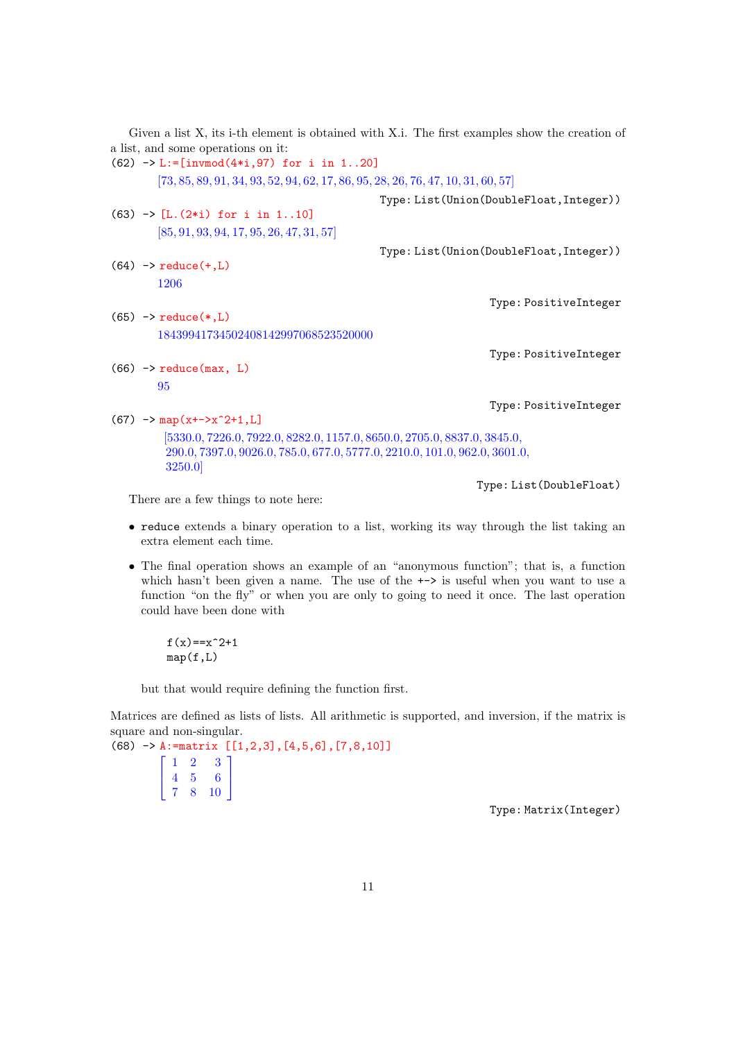Given a list X, its i-th element is obtained with X.i. The first examples show the creation of a list, and some operations on it:

```
(62) -> L:=[invmod(4*i,97) for i in 1..20]
```

[73, 85, 89, 91, 34, 93, 52, 94, 62, 17, 86, 95, 28, 26, 76, 47, 10, 31, 60, 57]

Type: List(Union(DoubleFloat,Integer))

```
(63) -> [L.(2*i) for i in 1..10]
```

[85, 91, 93, 94, 17, 95, 26, 47, 31, 57]

Type: List(Union(DoubleFloat,Integer))

```
(64) -> reduce(+,L)
```

1206

Type: PositiveInteger

```
(65) -> reduce(*,L)
```

1843994173450240814299706852352000 0

Type: PositiveInteger

```
(66) -> reduce(max, L)
```

95

Type: PositiveInteger

```
(67) -> map(x+->x^2+1,L]
```

[5330.0, 7226.0, 7922.0, 8282.0, 1157.0, 8650.0, 2705.0, 8837.0, 3845.0, 290.0, 7397.0, 9026.0, 785.0, 677.0, 5777.0, 2210.0, 101.0, 962.0, 3601.0, 3250.0]

Type: List(DoubleFloat)

There are a few things to note here:

- `reduce` extends a binary operation to a list, working its way through the list taking an extra element each time.
- The final operation shows an example of an "anonymous function"; that is, a function which hasn't been given a name. The use of the `+->` is useful when you want to use a function "on the fly" or when you are only to going to need it once. The last operation could have been done with

  ```
  f(x)==x^2+1
  map(f,L)
  ```

  but that would require defining the function first.

Matrices are defined as lists of lists. All arithmetic is supported, and inversion, if the matrix is square and non-singular.

```
(68) -> A:=matrix [[1,2,3],[4,5,6],[7,8,10]]
```

$$\begin{bmatrix} 1 & 2 & 3 \\ 4 & 5 & 6 \\ 7 & 8 & 10 \end{bmatrix}$$

Type: Matrix(Integer)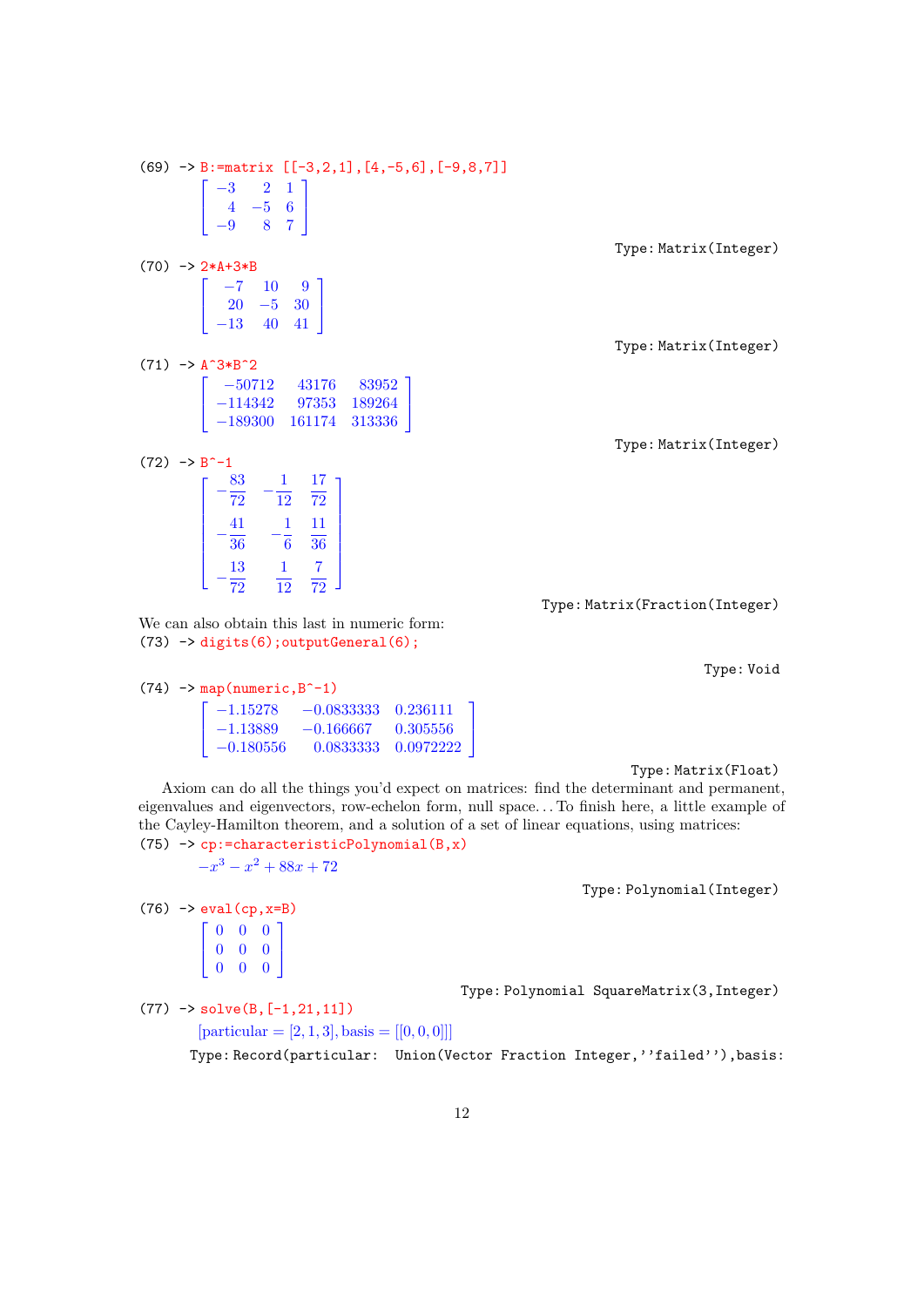```
(69) -> B:=matrix [[-3,2,1],[4,-5,6],[-9,8,7]]
```

$$\begin{bmatrix} -3 & 2 & 1 \\ 4 & -5 & 6 \\ -9 & 8 & 7 \end{bmatrix}$$

Type: Matrix(Integer)

```
(70) -> 2*A+3*B
```

$$\begin{bmatrix} -7 & 10 & 9 \\ 20 & -5 & 30 \\ -13 & 40 & 41 \end{bmatrix}$$

Type: Matrix(Integer)

```
(71) -> A^3*B^2
```

$$\begin{bmatrix} -50712 & 43176 & 83952 \\ -114342 & 97353 & 189264 \\ -189300 & 161174 & 313336 \end{bmatrix}$$

Type: Matrix(Integer)

```
(72) -> B^-1
```

$$\begin{bmatrix} -\frac{83}{72} & -\frac{1}{12} & \frac{17}{72} \\ -\frac{41}{36} & -\frac{1}{6} & \frac{11}{36} \\ -\frac{13}{72} & \frac{1}{12} & \frac{7}{72} \end{bmatrix}$$

Type: Matrix(Fraction(Integer))

We can also obtain this last in numeric form:

```
(73) -> digits(6);outputGeneral(6);
```

Type: Void

```
(74) -> map(numeric,B^-1)
```

$$\begin{bmatrix} -1.15278 & -0.0833333 & 0.236111 \\ -1.13889 & -0.166667 & 0.305556 \\ -0.180556 & 0.0833333 & 0.0972222 \end{bmatrix}$$

Type: Matrix(Float)

Axiom can do all the things you'd expect on matrices: find the determinant and permanent, eigenvalues and eigenvectors, row-echelon form, null space... To finish here, a little example of the Cayley-Hamilton theorem, and a solution of a set of linear equations, using matrices:

```
(75) -> cp:=characteristicPolynomial(B,x)
```

$$-x^3 - x^2 + 88x + 72$$

Type: Polynomial(Integer)

```
(76) -> eval(cp,x=B)
```

$$\begin{bmatrix} 0 & 0 & 0 \\ 0 & 0 & 0 \\ 0 & 0 & 0 \end{bmatrix}$$

Type: Polynomial SquareMatrix(3,Integer)

```
(77) -> solve(B,[-1,21,11])
```

[particular = [2, 1, 3], basis = [[0, 0, 0]]]

Type: Record(particular: Union(Vector Fraction Integer,''failed''),basis: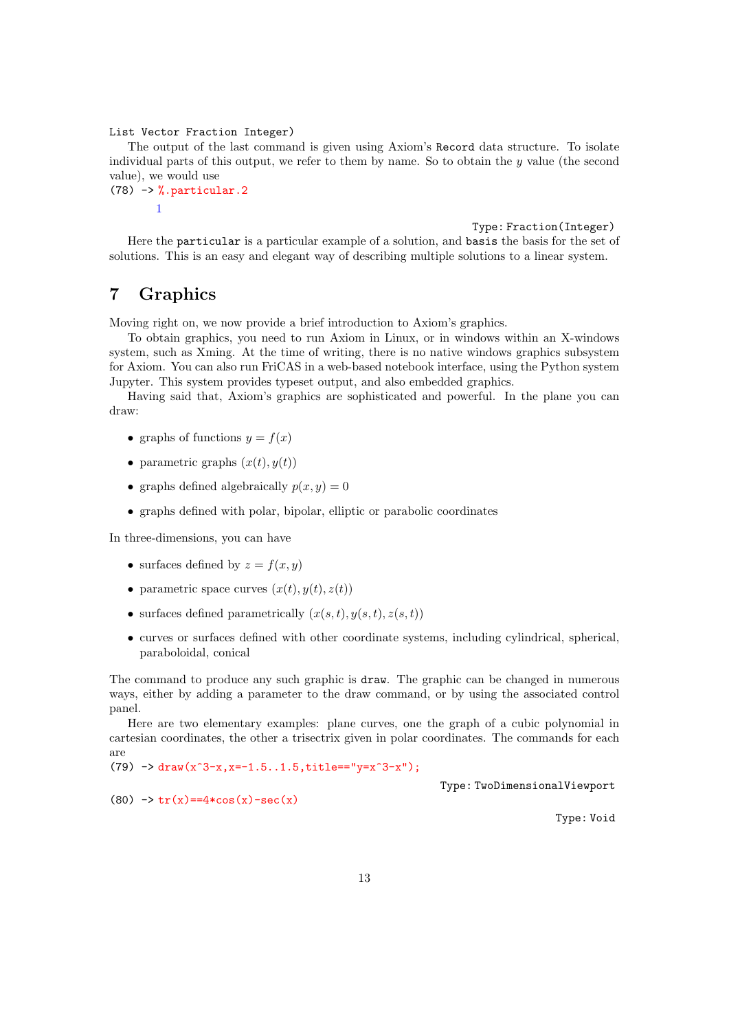```
List Vector Fraction Integer)
```

The output of the last command is given using Axiom's `Record` data structure. To isolate individual parts of this output, we refer to them by name. So to obtain the $y$ value (the second value), we would use

```
(78) -> %.particular.2
```

$$1$$

Type: Fraction(Integer)

Here the `particular` is a particular example of a solution, and `basis` the basis for the set of solutions. This is an easy and elegant way of describing multiple solutions to a linear system.

## 7 Graphics

Moving right on, we now provide a brief introduction to Axiom's graphics.

To obtain graphics, you need to run Axiom in Linux, or in windows within an X-windows system, such as Xming. At the time of writing, there is no native windows graphics subsystem for Axiom. You can also run FriCAS in a web-based notebook interface, using the Python system Jupyter. This system provides typeset output, and also embedded graphics.

Having said that, Axiom's graphics are sophisticated and powerful. In the plane you can draw:

- graphs of functions $y = f(x)$
- parametric graphs $(x(t), y(t))$
- graphs defined algebraically $p(x, y) = 0$
- graphs defined with polar, bipolar, elliptic or parabolic coordinates

In three-dimensions, you can have

- surfaces defined by $z = f(x, y)$
- parametric space curves $(x(t), y(t), z(t))$
- surfaces defined parametrically $(x(s, t), y(s, t), z(s, t))$
- curves or surfaces defined with other coordinate systems, including cylindrical, spherical, paraboloidal, conical

The command to produce any such graphic is `draw`. The graphic can be changed in numerous ways, either by adding a parameter to the draw command, or by using the associated control panel.

Here are two elementary examples: plane curves, one the graph of a cubic polynomial in cartesian coordinates, the other a trisectrix given in polar coordinates. The commands for each are

```
(79) -> draw(x^3-x,x=-1.5..1.5,title=="y=x^3-x");
```

Type: TwoDimensionalViewport

```
(80) -> tr(x)==4*cos(x)-sec(x)
```

Type: Void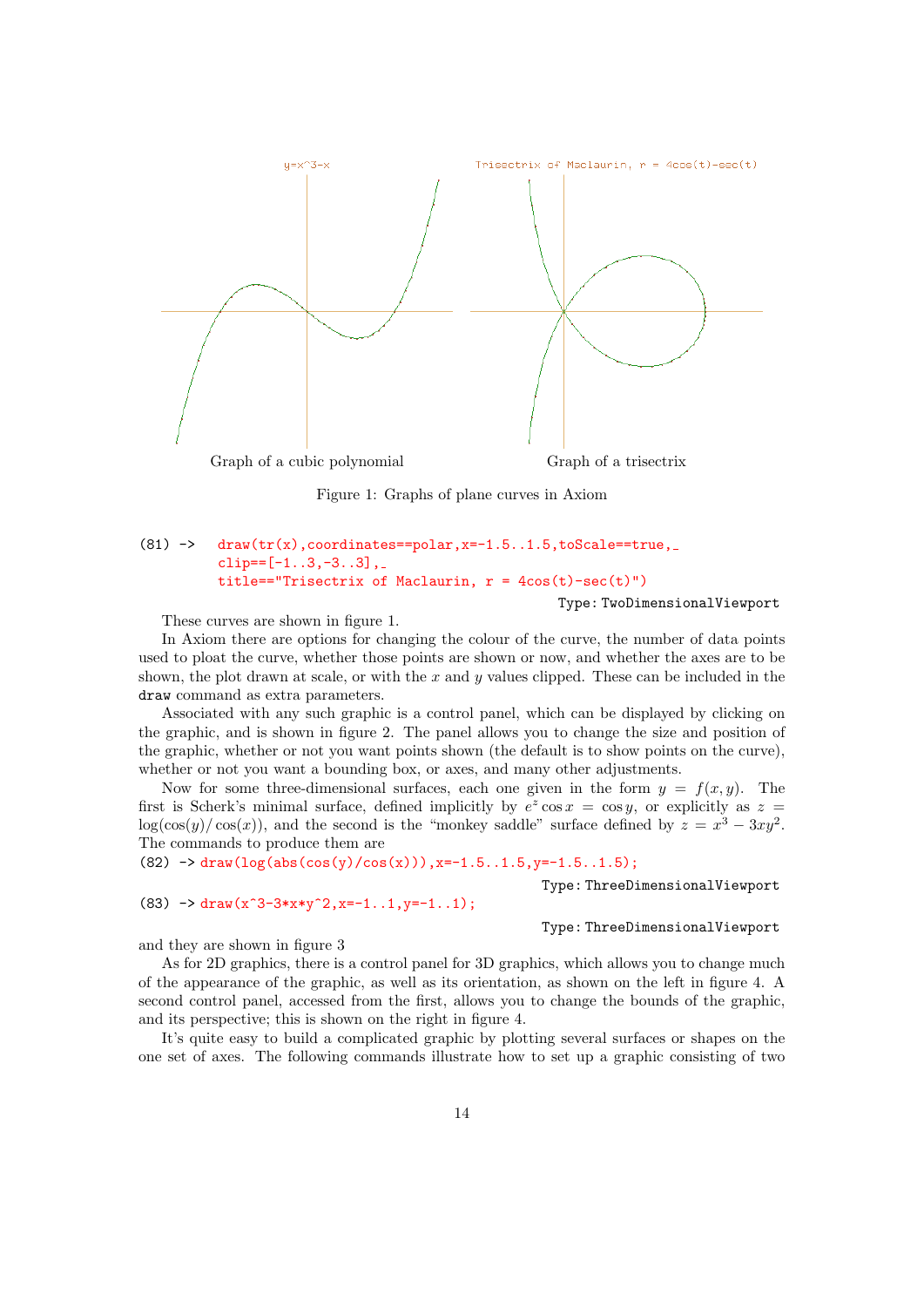y=x^3-x

Trisectrix of Maclaurin, r = 4cos(t)-sec(t)

Graph of a cubic polynomial                    Graph of a trisectrix

Figure 1: Graphs of plane curves in Axiom

```
(81) ->   draw(tr(x),coordinates==polar,x=-1.5..1.5,toScale==true,_
          clip==[-1..3,-3..3],_
          title=="Trisectrix of Maclaurin, r = 4cos(t)-sec(t)")
                                              Type: TwoDimensionalViewport
```

These curves are shown in figure 1.

In Axiom there are options for changing the colour of the curve, the number of data points used to ploat the curve, whether those points are shown or now, and whether the axes are to be shown, the plot drawn at scale, or with the $x$ and $y$ values clipped. These can be included in the `draw` command as extra parameters.

Associated with any such graphic is a control panel, which can be displayed by clicking on the graphic, and is shown in figure 2. The panel allows you to change the size and position of the graphic, whether or not you want points shown (the default is to show points on the curve), whether or not you want a bounding box, or axes, and many other adjustments.

Now for some three-dimensional surfaces, each one given in the form $y = f(x, y)$. The first is Scherk's minimal surface, defined implicitly by $e^z \cos x = \cos y$, or explicitly as $z = \log(\cos(y)/\cos(x))$, and the second is the "monkey saddle" surface defined by $z = x^3 - 3xy^2$. The commands to produce them are

```
(82) -> draw(log(abs(cos(y)/cos(x))),x=-1.5..1.5,y=-1.5..1.5);
                                              Type: ThreeDimensionalViewport
(83) -> draw(x^3-3*x*y^2,x=-1..1,y=-1..1);
                                              Type: ThreeDimensionalViewport
```

and they are shown in figure 3

As for 2D graphics, there is a control panel for 3D graphics, which allows you to change much of the appearance of the graphic, as well as its orientation, as shown on the left in figure 4. A second control panel, accessed from the first, allows you to change the bounds of the graphic, and its perspective; this is shown on the right in figure 4.

It's quite easy to build a complicated graphic by plotting several surfaces or shapes on the one set of axes. The following commands illustrate how to set up a graphic consisting of two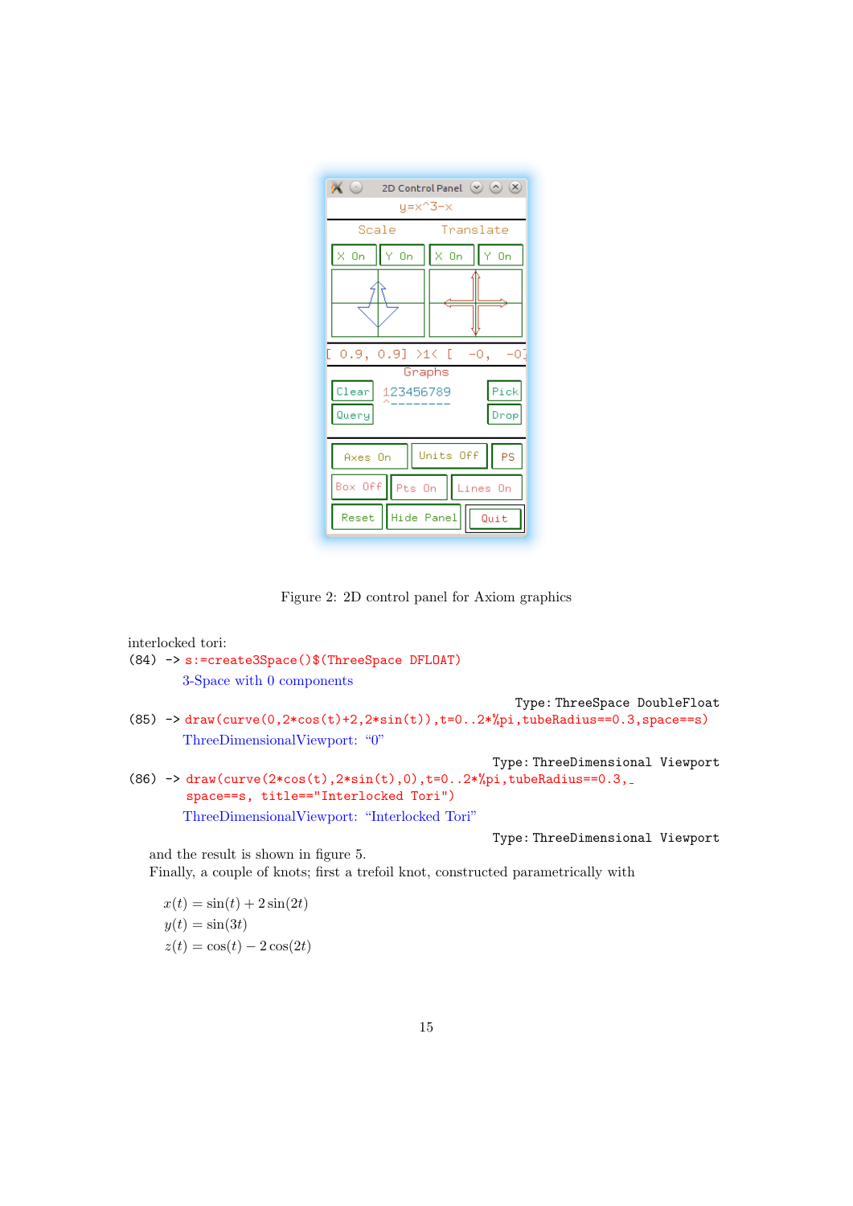Figure 2: 2D control panel for Axiom graphics

interlocked tori:

```
(84) -> s:=create3Space()$(ThreeSpace DFLOAT)
```

3-Space with 0 components

Type: ThreeSpace DoubleFloat

```
(85) -> draw(curve(0,2*cos(t)+2,2*sin(t)),t=0..2*%pi,tubeRadius==0.3,space==s)
```

ThreeDimensionalViewport: "0"

Type: ThreeDimensional Viewport

```
(86) -> draw(curve(2*cos(t),2*sin(t),0),t=0..2*%pi,tubeRadius==0.3,_
        space==s, title=="Interlocked Tori")
```

ThreeDimensionalViewport: "Interlocked Tori"

Type: ThreeDimensional Viewport

and the result is shown in figure 5.

Finally, a couple of knots; first a trefoil knot, constructed parametrically with

$$x(t) = \sin(t) + 2\sin(2t)$$
$$y(t) = \sin(3t)$$
$$z(t) = \cos(t) - 2\cos(2t)$$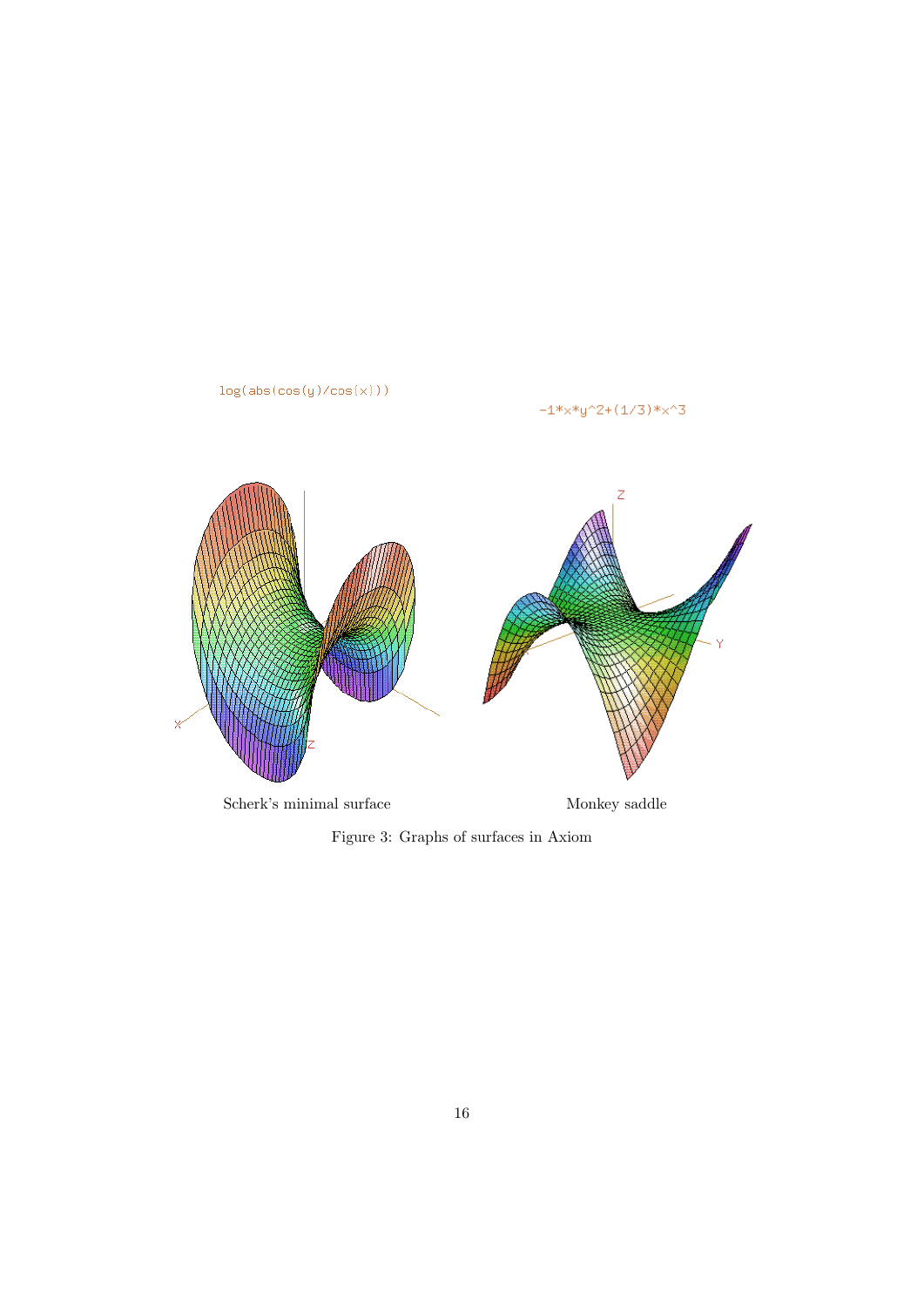Scherk's minimal surface

Monkey saddle

Figure 3: Graphs of surfaces in Axiom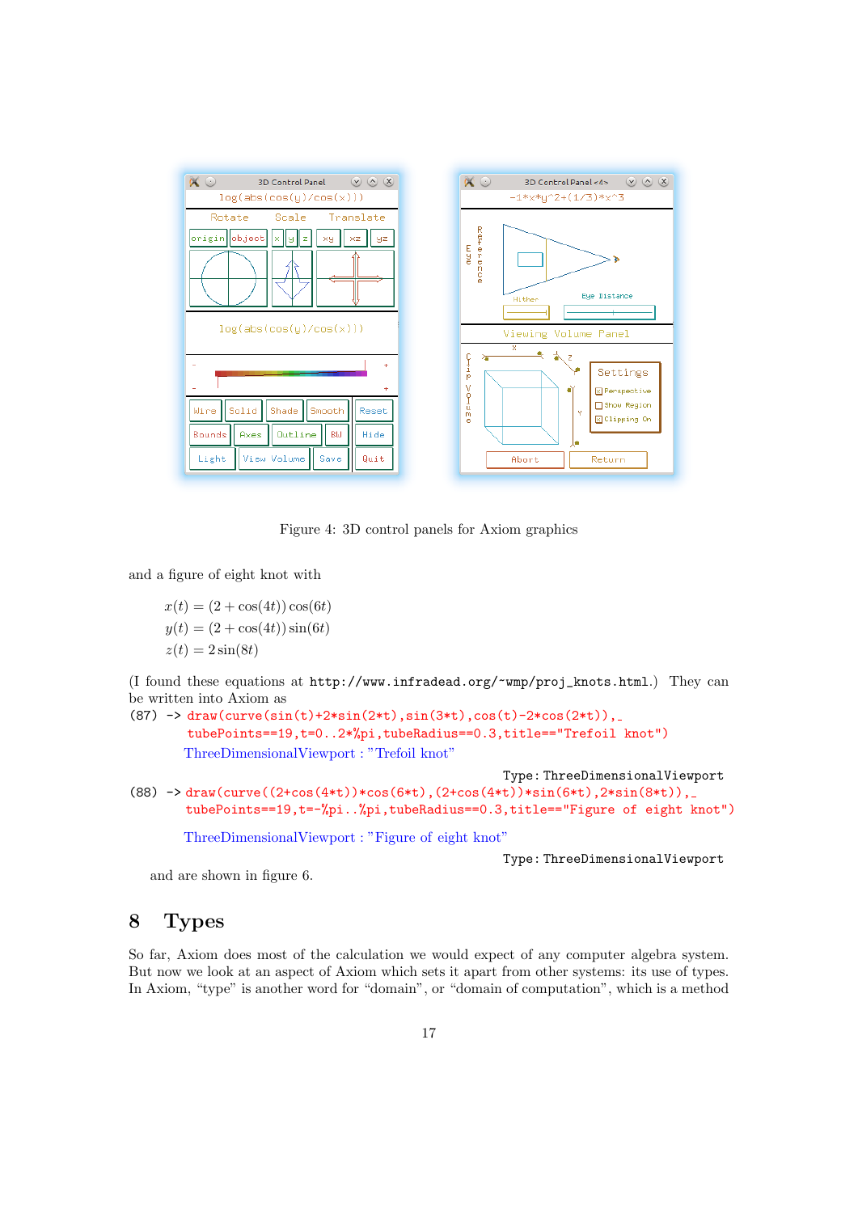Figure 4: 3D control panels for Axiom graphics

and a figure of eight knot with

$$x(t) = (2 + \cos(4t))\cos(6t)$$
$$y(t) = (2 + \cos(4t))\sin(6t)$$
$$z(t) = 2\sin(8t)$$

(I found these equations at `http://www.infradead.org/~wmp/proj_knots.html`.) They can be written into Axiom as

```
(87) -> draw(curve(sin(t)+2*sin(2*t),sin(3*t),cos(t)-2*cos(2*t)),_
        tubePoints==19,t=0..2*%pi,tubeRadius==0.3,title=="Trefoil knot")
```

ThreeDimensionalViewport : "Trefoil knot"

Type: ThreeDimensionalViewport

```
(88) -> draw(curve((2+cos(4*t))*cos(6*t),(2+cos(4*t))*sin(6*t),2*sin(8*t)),_
        tubePoints==19,t=-%pi..%pi,tubeRadius==0.3,title=="Figure of eight knot")
```

ThreeDimensionalViewport : "Figure of eight knot"

Type: ThreeDimensionalViewport

and are shown in figure 6.

## 8 Types

So far, Axiom does most of the calculation we would expect of any computer algebra system. But now we look at an aspect of Axiom which sets it apart from other systems: its use of types. In Axiom, "type" is another word for "domain", or "domain of computation", which is a method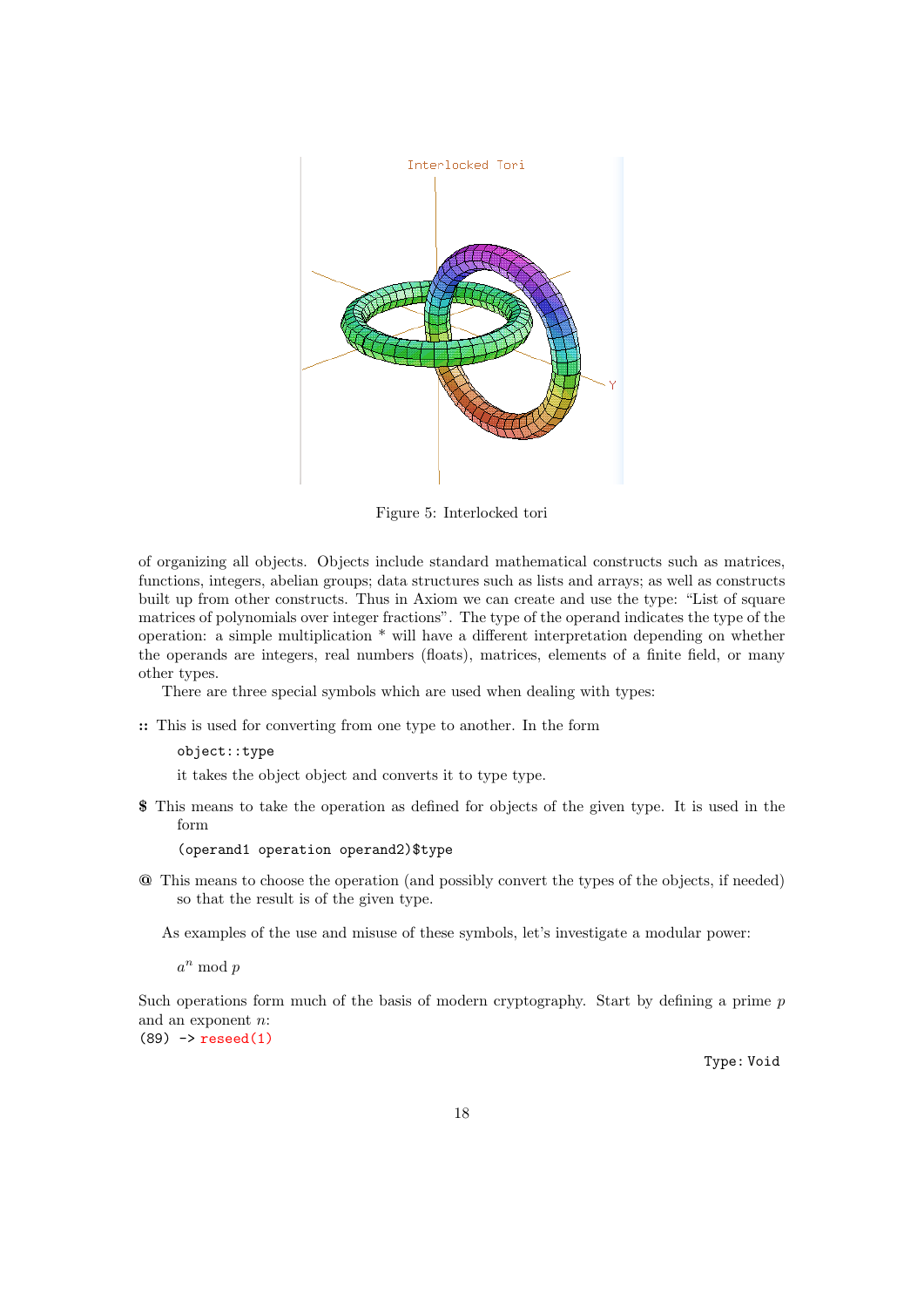Figure 5: Interlocked tori

of organizing all objects. Objects include standard mathematical constructs such as matrices, functions, integers, abelian groups; data structures such as lists and arrays; as well as constructs built up from other constructs. Thus in Axiom we can create and use the type: "List of square matrices of polynomials over integer fractions". The type of the operand indicates the type of the operation: a simple multiplication * will have a different interpretation depending on whether the operands are integers, real numbers (floats), matrices, elements of a finite field, or many other types.

There are three special symbols which are used when dealing with types:

**::** This is used for converting from one type to another. In the form

```
object::type
```

it takes the object object and converts it to type type.

**$** This means to take the operation as defined for objects of the given type. It is used in the form

```
(operand1 operation operand2)$type
```

**@** This means to choose the operation (and possibly convert the types of the objects, if needed) so that the result is of the given type.

As examples of the use and misuse of these symbols, let's investigate a modular power:

$a^n \bmod p$

Such operations form much of the basis of modern cryptography. Start by defining a prime $p$ and an exponent $n$:

```
(89) -> reseed(1)
```

Type: Void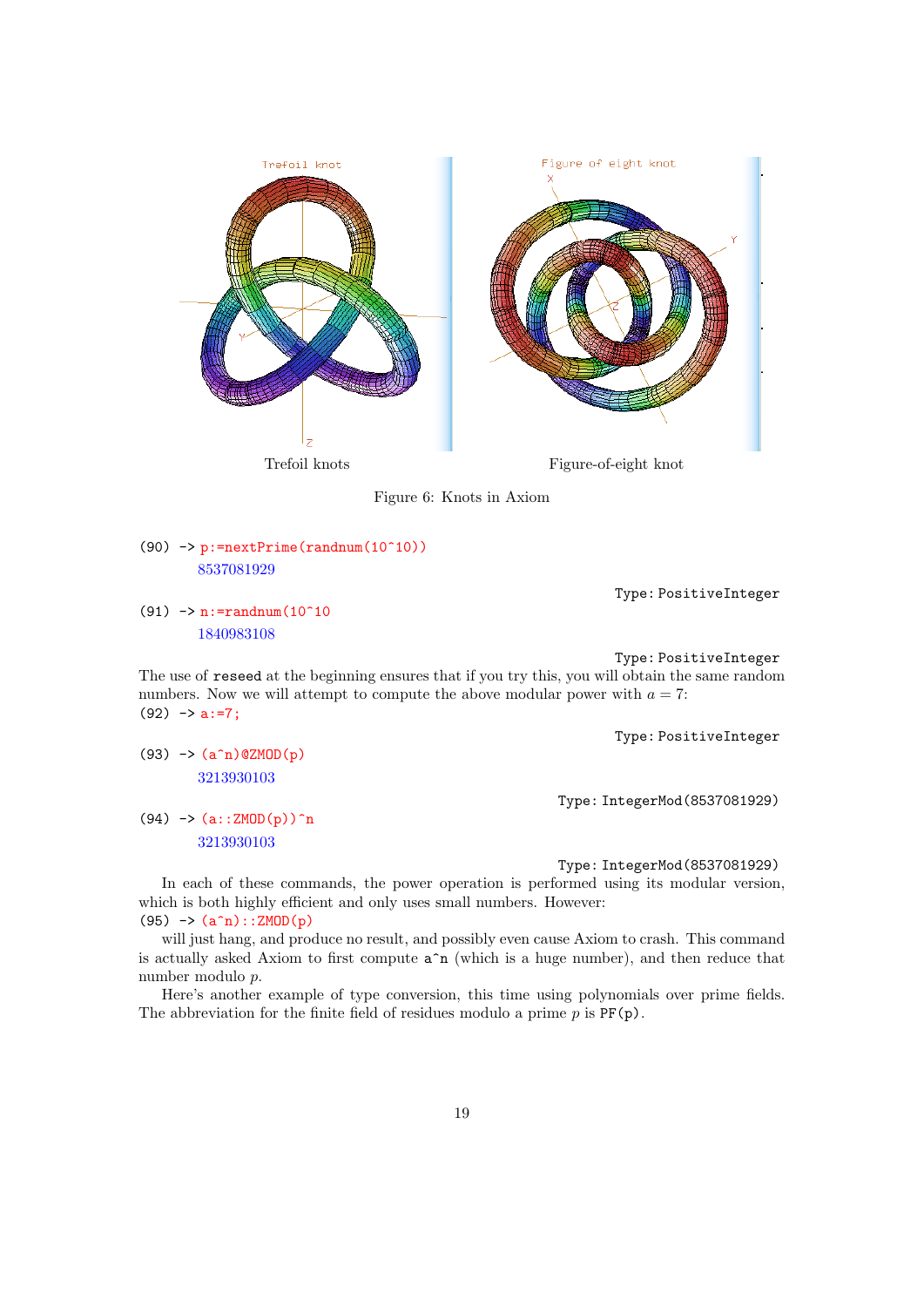Trefoil knots

Figure-of-eight knot

Figure 6: Knots in Axiom

```
(90) -> p:=nextPrime(randnum(10^10))
        8537081929
                                                    Type: PositiveInteger
(91) -> n:=randnum(10^10
        1840983108
                                                    Type: PositiveInteger
```

The use of `reseed` at the beginning ensures that if you try this, you will obtain the same random numbers. Now we will attempt to compute the above modular power with $a = 7$:

```
(92) -> a:=7;
                                                    Type: PositiveInteger
(93) -> (a^n)@ZMOD(p)
        3213930103
                                           Type: IntegerMod(8537081929)
(94) -> (a::ZMOD(p))^n
        3213930103
                                           Type: IntegerMod(8537081929)
```

In each of these commands, the power operation is performed using its modular version, which is both highly efficient and only uses small numbers. However:

```
(95) -> (a^n)::ZMOD(p)
```

will just hang, and produce no result, and possibly even cause Axiom to crash. This command is actually asked Axiom to first compute `a^n` (which is a huge number), and then reduce that number modulo $p$.

Here's another example of type conversion, this time using polynomials over prime fields. The abbreviation for the finite field of residues modulo a prime $p$ is `PF(p)`.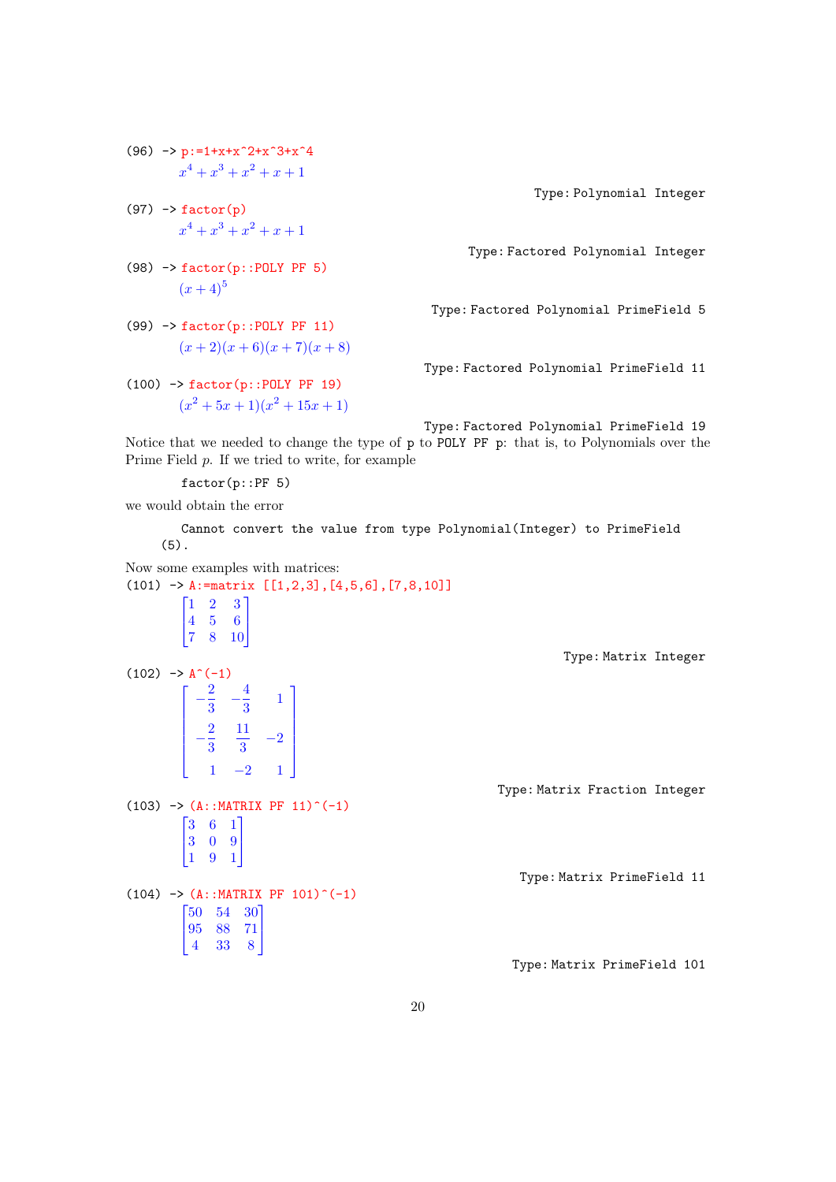(96) -> p:=1+x+x^2+x^3+x^4

$$x^4 + x^3 + x^2 + x + 1$$

Type: Polynomial Integer

(97) -> factor(p)

$$x^4 + x^3 + x^2 + x + 1$$

Type: Factored Polynomial Integer

(98) -> factor(p::POLY PF 5)

$$(x+4)^5$$

Type: Factored Polynomial PrimeField 5

(99) -> factor(p::POLY PF 11)

$$(x+2)(x+6)(x+7)(x+8)$$

Type: Factored Polynomial PrimeField 11

(100) -> factor(p::POLY PF 19)

$$(x^2 + 5x + 1)(x^2 + 15x + 1)$$

Type: Factored Polynomial PrimeField 19

Notice that we needed to change the type of p to POLY PF p: that is, to Polynomials over the Prime Field $p$. If we tried to write, for example

```
factor(p::PF 5)
```

we would obtain the error

```
Cannot convert the value from type Polynomial(Integer) to PrimeField
(5).
```

Now some examples with matrices:

(101) -> A:=matrix [[1,2,3],[4,5,6],[7,8,10]]

$$\begin{bmatrix} 1 & 2 & 3 \\ 4 & 5 & 6 \\ 7 & 8 & 10 \end{bmatrix}$$

Type: Matrix Integer

(102) -> A^(-1)

$$\begin{bmatrix} -\frac{2}{3} & -\frac{4}{3} & 1 \\ -\frac{2}{3} & \frac{11}{3} & -2 \\ 1 & -2 & 1 \end{bmatrix}$$

Type: Matrix Fraction Integer

(103) -> (A::MATRIX PF 11)^(-1)

$$\begin{bmatrix} 3 & 6 & 1 \\ 3 & 0 & 9 \\ 1 & 9 & 1 \end{bmatrix}$$

Type: Matrix PrimeField 11

(104) -> (A::MATRIX PF 101)^(-1)

$$\begin{bmatrix} 50 & 54 & 30 \\ 95 & 88 & 71 \\ 4 & 33 & 8 \end{bmatrix}$$

Type: Matrix PrimeField 101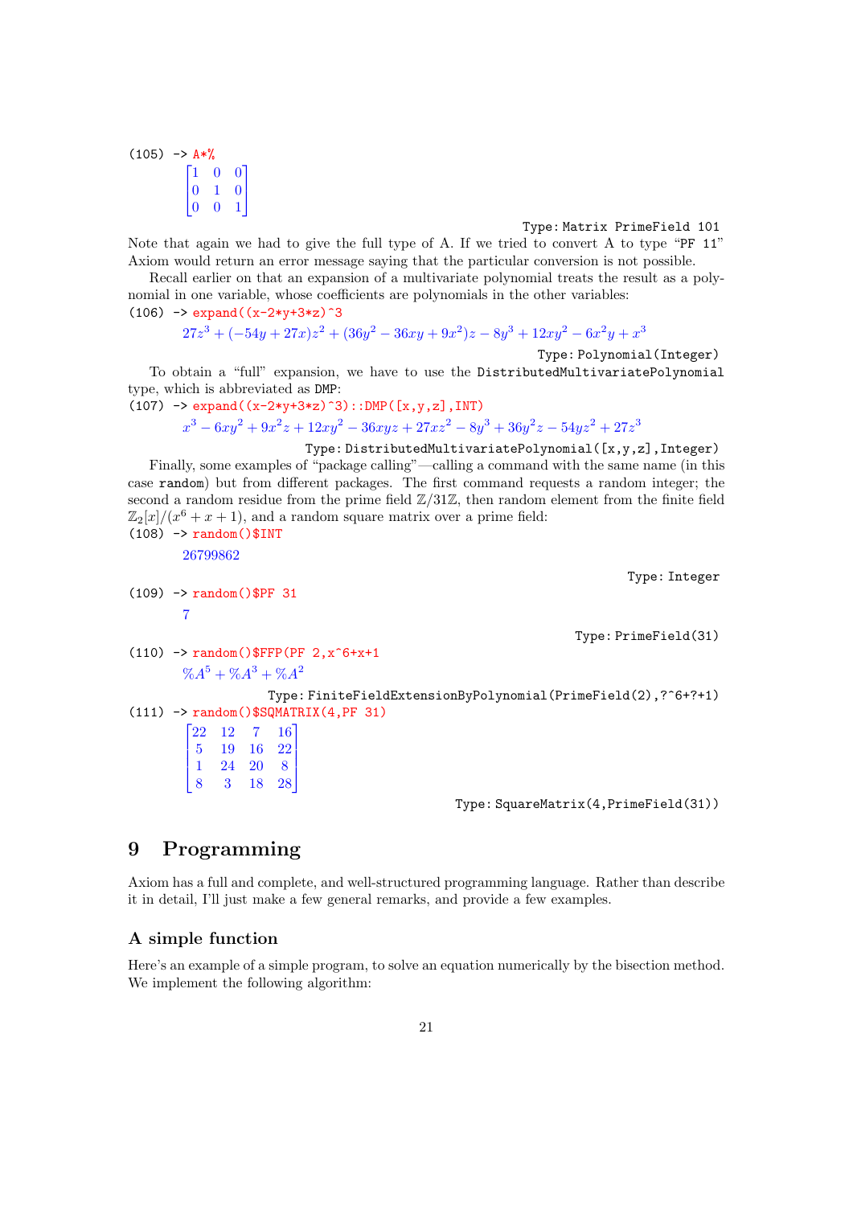(105) -> A*%

$$\begin{bmatrix} 1 & 0 & 0 \\ 0 & 1 & 0 \\ 0 & 0 & 1 \end{bmatrix}$$

Type: Matrix PrimeField 101

Note that again we had to give the full type of A. If we tried to convert A to type "PF 11" Axiom would return an error message saying that the particular conversion is not possible.

Recall earlier on that an expansion of a multivariate polynomial treats the result as a polynomial in one variable, whose coefficients are polynomials in the other variables:

(106) -> expand((x-2*y+3*z)^3

$$27z^3 + (-54y + 27x)z^2 + (36y^2 - 36xy + 9x^2)z - 8y^3 + 12xy^2 - 6x^2y + x^3$$

Type: Polynomial(Integer)

To obtain a "full" expansion, we have to use the DistributedMultivariatePolynomial type, which is abbreviated as DMP:

(107) -> expand((x-2*y+3*z)^3)::DMP([x,y,z],INT)

$$x^3 - 6xy^2 + 9x^2z + 12xy^2 - 36xyz + 27xz^2 - 8y^3 + 36y^2z - 54yz^2 + 27z^3$$

Type: DistributedMultivariatePolynomial([x,y,z],Integer)

Finally, some examples of "package calling"—calling a command with the same name (in this case random) but from different packages. The first command requests a random integer; the second a random residue from the prime field $\mathbb{Z}/31\mathbb{Z}$, then random element from the finite field $\mathbb{Z}_2[x]/(x^6 + x + 1)$, and a random square matrix over a prime field:

(108) -> random()$INT

$$26799862$$

Type: Integer

(109) -> random()$PF 31

$$7$$

Type: PrimeField(31)

(110) -> random()$FFP(PF 2,x^6+x+1

$$\%A^5 + \%A^3 + \%A^2$$

Type: FiniteFieldExtensionByPolynomial(PrimeField(2),?^6+?+1)

(111) -> random()$SQMATRIX(4,PF 31)

$$\begin{bmatrix} 22 & 12 & 7 & 16 \\ 5 & 19 & 16 & 22 \\ 1 & 24 & 20 & 8 \\ 8 & 3 & 18 & 28 \end{bmatrix}$$

Type: SquareMatrix(4,PrimeField(31))

# 9 Programming

Axiom has a full and complete, and well-structured programming language. Rather than describe it in detail, I'll just make a few general remarks, and provide a few examples.

## A simple function

Here's an example of a simple program, to solve an equation numerically by the bisection method. We implement the following algorithm: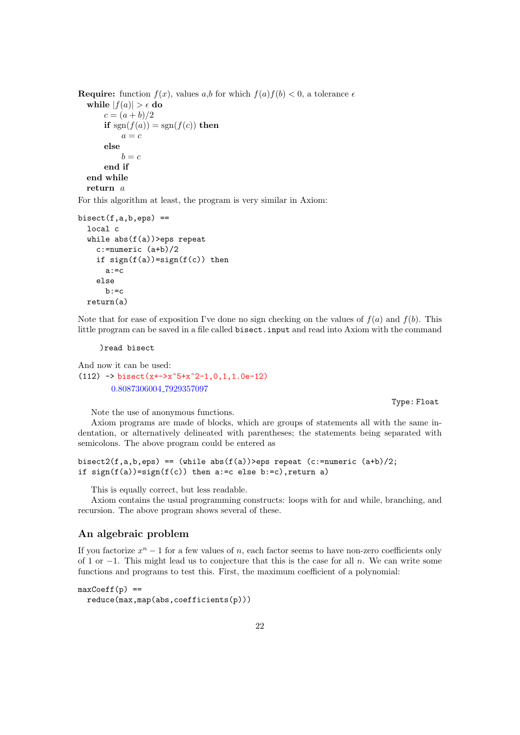**Require:** function $f(x)$, values $a$,$b$ for which $f(a)f(b) < 0$, a tolerance $\epsilon$

**while** $|f(a)| > \epsilon$ **do**
  $c = (a + b)/2$
  **if** $\text{sgn}(f(a)) = \text{sgn}(f(c))$ **then**
    $a = c$
  **else**
    $b = c$
  **end if**
**end while**
**return** $a$

For this algorithm at least, the program is very similar in Axiom:

```
bisect(f,a,b,eps) ==
  local c
  while abs(f(a))>eps repeat
    c:=numeric (a+b)/2
    if sign(f(a))=sign(f(c)) then
      a:=c
    else
      b:=c
  return(a)
```

Note that for ease of exposition I've done no sign checking on the values of $f(a)$ and $f(b)$. This little program can be saved in a file called `bisect.input` and read into Axiom with the command

```
)read bisect
```

And now it can be used:

```
(112) -> bisect(x+->x^5+x^2-1,0,1,1.0e-12)
```

$$0.8087306004\_7929357097$$

Type: Float

Note the use of anonymous functions.

Axiom programs are made of blocks, which are groups of statements all with the same indentation, or alternatively delineated with parentheses; the statements being separated with semicolons. The above program could be entered as

```
bisect2(f,a,b,eps) == (while abs(f(a))>eps repeat (c:=numeric (a+b)/2;
if sign(f(a))=sign(f(c)) then a:=c else b:=c),return a)
```

This is equally correct, but less readable.

Axiom contains the usual programming constructs: loops with for and while, branching, and recursion. The above program shows several of these.

## An algebraic problem

If you factorize $x^n - 1$ for a few values of $n$, each factor seems to have non-zero coefficients only of 1 or $-1$. This might lead us to conjecture that this is the case for all $n$. We can write some functions and programs to test this. First, the maximum coefficient of a polynomial:

```
maxCoeff(p) ==
  reduce(max,map(abs,coefficients(p)))
```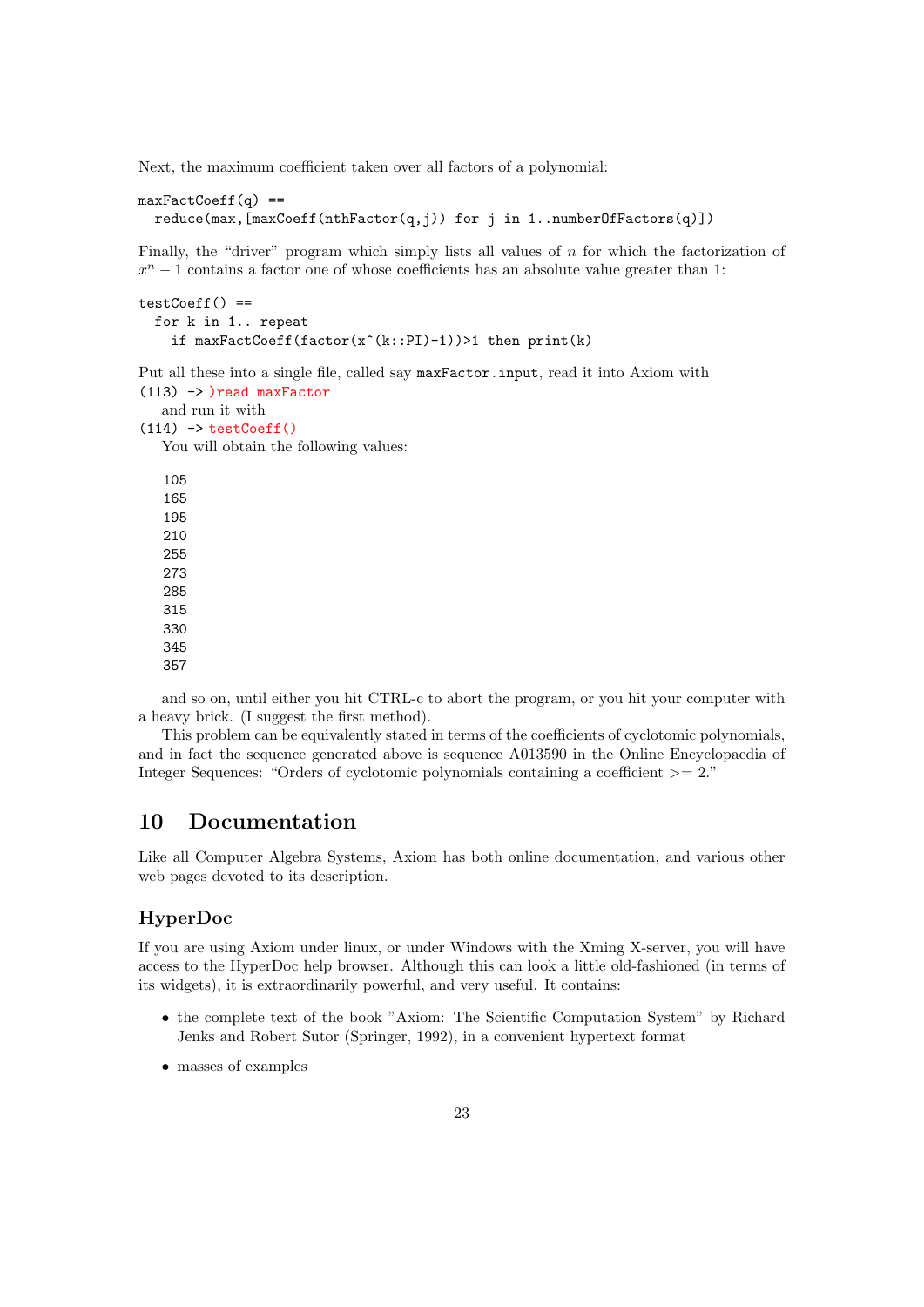Next, the maximum coefficient taken over all factors of a polynomial:

```
maxFactCoeff(q) ==
  reduce(max,[maxCoeff(nthFactor(q,j)) for j in 1..numberOfFactors(q)])
```

Finally, the "driver" program which simply lists all values of $n$ for which the factorization of $x^n - 1$ contains a factor one of whose coefficients has an absolute value greater than 1:

```
testCoeff() ==
  for k in 1.. repeat
    if maxFactCoeff(factor(x^(k::PI)-1))>1 then print(k)
```

Put all these into a single file, called say `maxFactor.input`, read it into Axiom with

```
(113) -> )read maxFactor
```

and run it with

```
(114) -> testCoeff()
```

You will obtain the following values:

```
105
165
195
210
255
273
285
315
330
345
357
```

and so on, until either you hit CTRL-c to abort the program, or you hit your computer with a heavy brick. (I suggest the first method).

This problem can be equivalently stated in terms of the coefficients of cyclotomic polynomials, and in fact the sequence generated above is sequence A013590 in the Online Encyclopaedia of Integer Sequences: "Orders of cyclotomic polynomials containing a coefficient >= 2."

## 10 Documentation

Like all Computer Algebra Systems, Axiom has both online documentation, and various other web pages devoted to its description.

### HyperDoc

If you are using Axiom under linux, or under Windows with the Xming X-server, you will have access to the HyperDoc help browser. Although this can look a little old-fashioned (in terms of its widgets), it is extraordinarily powerful, and very useful. It contains:

- the complete text of the book "Axiom: The Scientific Computation System" by Richard Jenks and Robert Sutor (Springer, 1992), in a convenient hypertext format
- masses of examples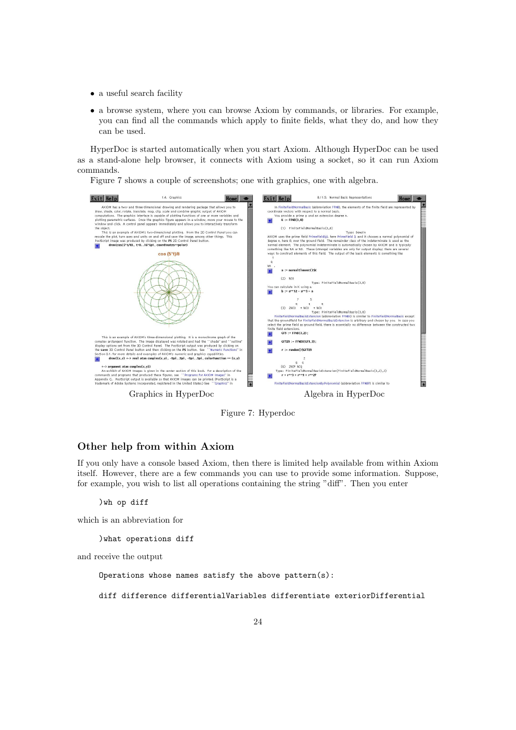- a useful search facility
- a browse system, where you can browse Axiom by commands, or libraries. For example, you can find all the commands which apply to finite fields, what they do, and how they can be used.

HyperDoc is started automatically when you start Axiom. Although HyperDoc can be used as a stand-alone help browser, it connects with Axiom using a socket, so it can run Axiom commands.

Figure 7 shows a couple of screenshots; one with graphics, one with algebra.

Graphics in HyperDoc　　　Algebra in HyperDoc

Figure 7: Hyperdoc

### Other help from within Axiom

If you only have a console based Axiom, then there is limited help available from within Axiom itself. However, there are a few commands you can use to provide some information. Suppose, for example, you wish to list all operations containing the string "diff". Then you enter

```
)wh op diff
```

which is an abbreviation for

```
)what operations diff
```

and receive the output

```
Operations whose names satisfy the above pattern(s):

diff difference differentialVariables differentiate exteriorDifferential
```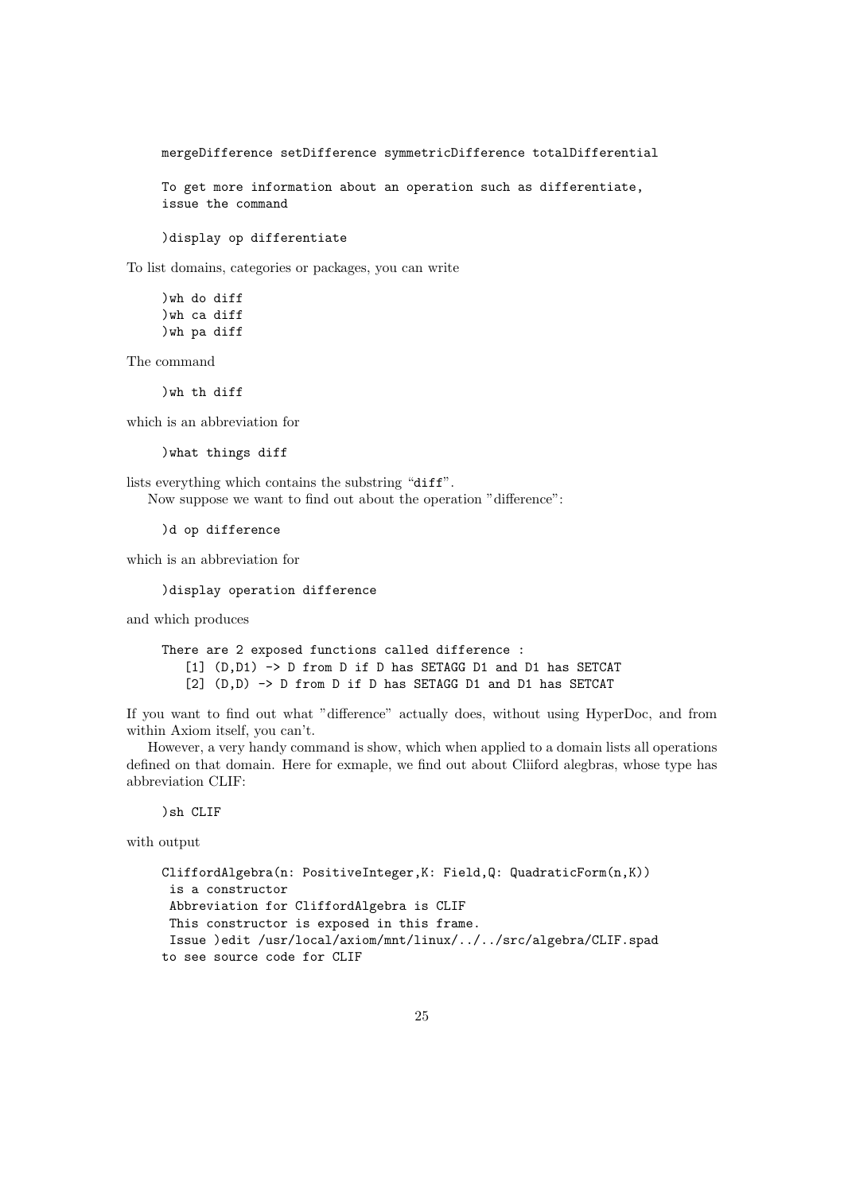```
mergeDifference setDifference symmetricDifference totalDifferential

To get more information about an operation such as differentiate,
issue the command

)display op differentiate
```

To list domains, categories or packages, you can write

```
)wh do diff
)wh ca diff
)wh pa diff
```

The command

```
)wh th diff
```

which is an abbreviation for

```
)what things diff
```

lists everything which contains the substring "diff".

Now suppose we want to find out about the operation "difference":

```
)d op difference
```

which is an abbreviation for

```
)display operation difference
```

and which produces

```
There are 2 exposed functions called difference :
   [1] (D,D1) -> D from D if D has SETAGG D1 and D1 has SETCAT
   [2] (D,D) -> D from D if D has SETAGG D1 and D1 has SETCAT
```

If you want to find out what "difference" actually does, without using HyperDoc, and from within Axiom itself, you can't.

However, a very handy command is show, which when applied to a domain lists all operations defined on that domain. Here for exmaple, we find out about Cliiford alegbras, whose type has abbreviation CLIF:

```
)sh CLIF
```

with output

```
CliffordAlgebra(n: PositiveInteger,K: Field,Q: QuadraticForm(n,K))
 is a constructor
 Abbreviation for CliffordAlgebra is CLIF
 This constructor is exposed in this frame.
 Issue )edit /usr/local/axiom/mnt/linux/../../src/algebra/CLIF.spad
to see source code for CLIF
```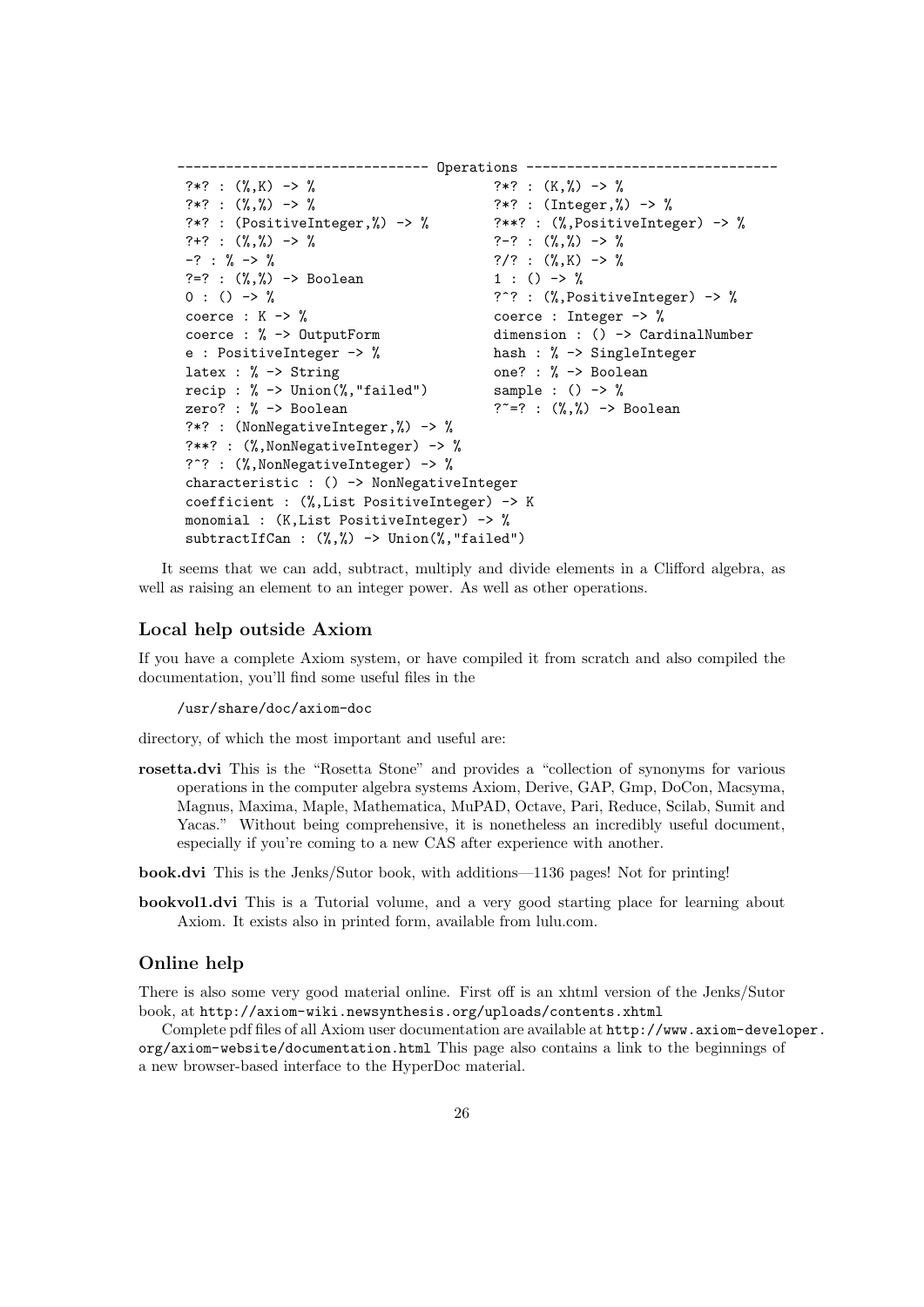```
------------------------------- Operations -------------------------------
 ?*? : (%,K) -> %                        ?*? : (K,%) -> %
 ?*? : (%,%) -> %                        ?*? : (Integer,%) -> %
 ?*? : (PositiveInteger,%) -> %          ?**? : (%,PositiveInteger) -> %
 ?+? : (%,%) -> %                        ?-? : (%,%) -> %
 -? : % -> %                             ?/? : (%,K) -> %
 ?=? : (%,%) -> Boolean                  1 : () -> %
 0 : () -> %                             ?^? : (%,PositiveInteger) -> %
 coerce : K -> %                         coerce : Integer -> %
 coerce : % -> OutputForm                dimension : () -> CardinalNumber
 e : PositiveInteger -> %                hash : % -> SingleInteger
 latex : % -> String                     one? : % -> Boolean
 recip : % -> Union(%,"failed")          sample : () -> %
 zero? : % -> Boolean                    ?~=? : (%,%) -> Boolean
 ?*? : (NonNegativeInteger,%) -> %
 ?**? : (%,NonNegativeInteger) -> %
 ?^? : (%,NonNegativeInteger) -> %
 characteristic : () -> NonNegativeInteger
 coefficient : (%,List PositiveInteger) -> K
 monomial : (K,List PositiveInteger) -> %
 subtractIfCan : (%,%) -> Union(%,"failed")
```

It seems that we can add, subtract, multiply and divide elements in a Clifford algebra, as well as raising an element to an integer power. As well as other operations.

### Local help outside Axiom

If you have a complete Axiom system, or have compiled it from scratch and also compiled the documentation, you'll find some useful files in the

```
/usr/share/doc/axiom-doc
```

directory, of which the most important and useful are:

**rosetta.dvi** This is the "Rosetta Stone" and provides a "collection of synonyms for various operations in the computer algebra systems Axiom, Derive, GAP, Gmp, DoCon, Macsyma, Magnus, Maxima, Maple, Mathematica, MuPAD, Octave, Pari, Reduce, Scilab, Sumit and Yacas." Without being comprehensive, it is nonetheless an incredibly useful document, especially if you're coming to a new CAS after experience with another.

**book.dvi** This is the Jenks/Sutor book, with additions—1136 pages! Not for printing!

**bookvol1.dvi** This is a Tutorial volume, and a very good starting place for learning about Axiom. It exists also in printed form, available from lulu.com.

### Online help

There is also some very good material online. First off is an xhtml version of the Jenks/Sutor book, at `http://axiom-wiki.newsynthesis.org/uploads/contents.xhtml`

Complete pdf files of all Axiom user documentation are available at `http://www.axiom-developer.org/axiom-website/documentation.html` This page also contains a link to the beginnings of a new browser-based interface to the HyperDoc material.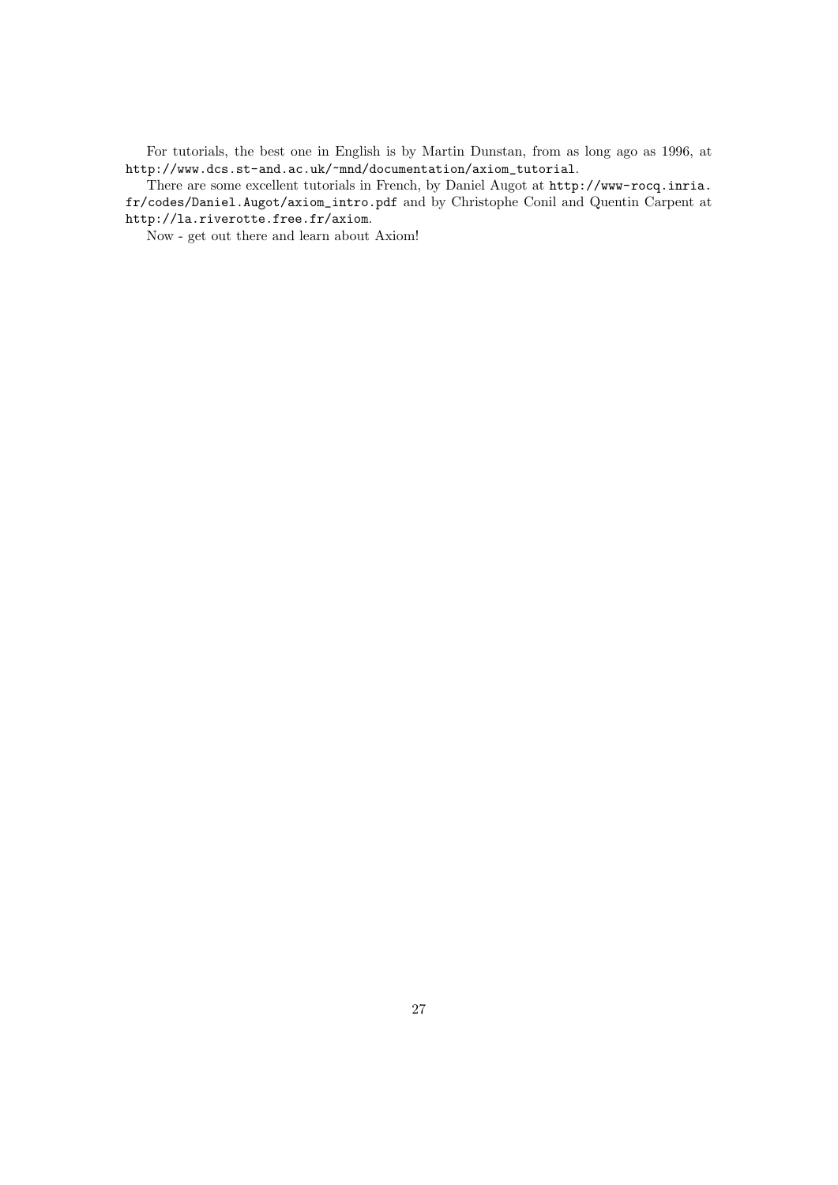For tutorials, the best one in English is by Martin Dunstan, from as long ago as 1996, at `http://www.dcs.st-and.ac.uk/~mnd/documentation/axiom_tutorial`.

There are some excellent tutorials in French, by Daniel Augot at `http://www-rocq.inria.fr/codes/Daniel.Augot/axiom_intro.pdf` and by Christophe Conil and Quentin Carpent at `http://la.riverotte.free.fr/axiom`.

Now - get out there and learn about Axiom!